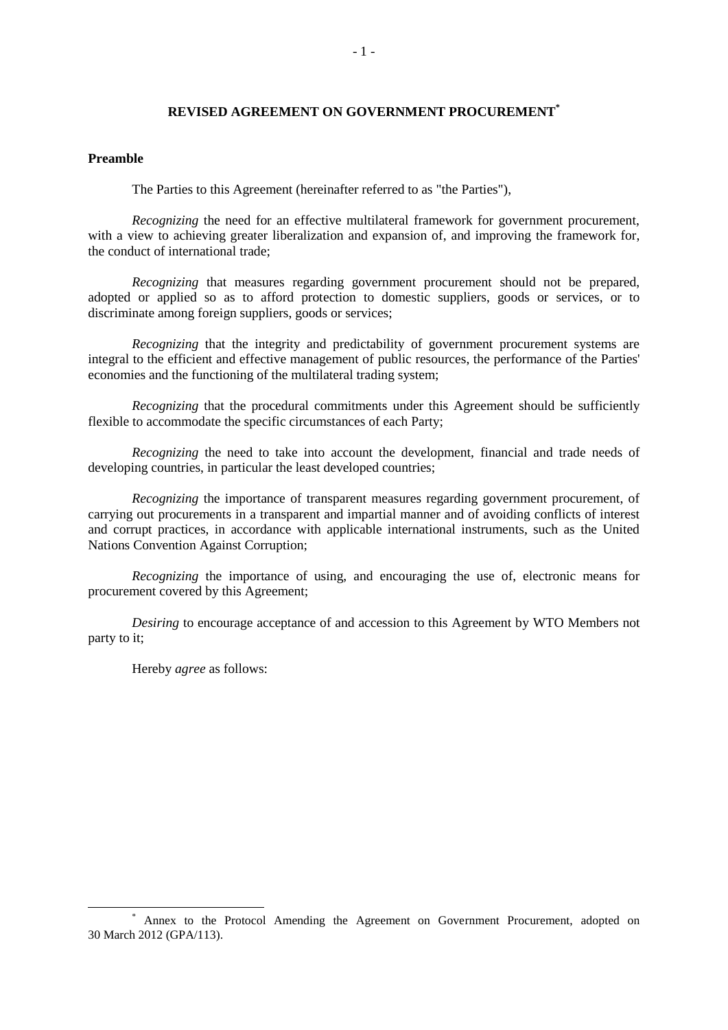# REVISED AGREEMENT ON GOVERNMENT PROCUREMENT[*]

**Preamble**

The Parties to this Agreement (hereinafter referred to as "the Parties"),

*Recognizing* the need for an effective multilateral framework for government procurement, with a view to achieving greater liberalization and expansion of, and improving the framework for, the conduct of international trade;

*Recognizing* that measures regarding government procurement should not be prepared, adopted or applied so as to afford protection to domestic suppliers, goods or services, or to discriminate among foreign suppliers, goods or services;

*Recognizing* that the integrity and predictability of government procurement systems are integral to the efficient and effective management of public resources, the performance of the Parties' economies and the functioning of the multilateral trading system;

*Recognizing* that the procedural commitments under this Agreement should be sufficiently flexible to accommodate the specific circumstances of each Party;

*Recognizing* the need to take into account the development, financial and trade needs of developing countries, in particular the least developed countries;

*Recognizing* the importance of transparent measures regarding government procurement, of carrying out procurements in a transparent and impartial manner and of avoiding conflicts of interest and corrupt practices, in accordance with applicable international instruments, such as the United Nations Convention Against Corruption;

*Recognizing* the importance of using, and encouraging the use of, electronic means for procurement covered by this Agreement;

*Desiring* to encourage acceptance of and accession to this Agreement by WTO Members not party to it;

Hereby *agree* as follows:

---

[*] Annex to the Protocol Amending the Agreement on Government Procurement, adopted on 30 March 2012 (GPA/113).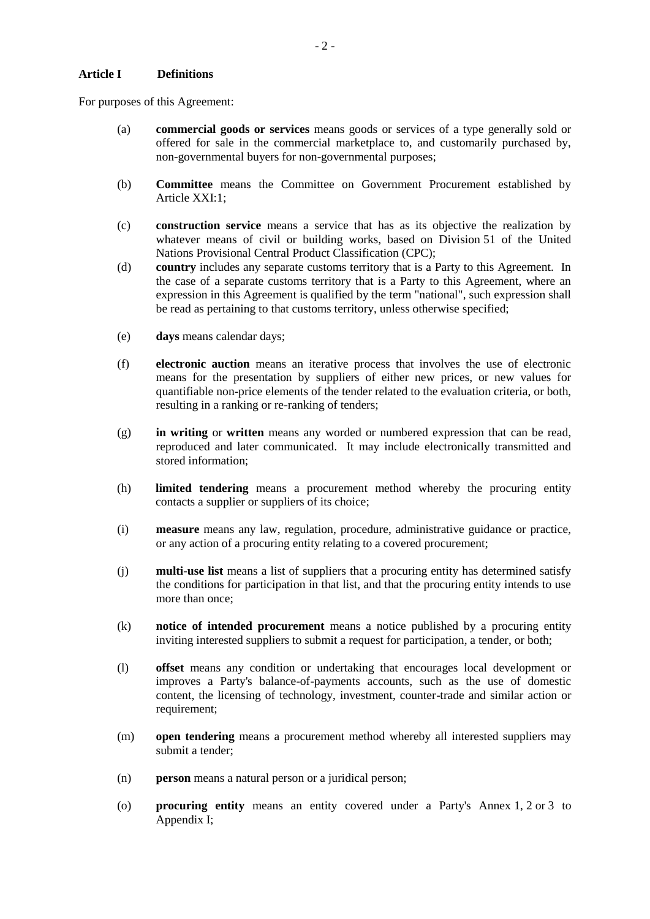### Article I Definitions

For purposes of this Agreement:

(a) **commercial goods or services** means goods or services of a type generally sold or offered for sale in the commercial marketplace to, and customarily purchased by, non-governmental buyers for non-governmental purposes;

(b) **Committee** means the Committee on Government Procurement established by Article XXI:1;

(c) **construction service** means a service that has as its objective the realization by whatever means of civil or building works, based on Division 51 of the United Nations Provisional Central Product Classification (CPC);

(d) **country** includes any separate customs territory that is a Party to this Agreement. In the case of a separate customs territory that is a Party to this Agreement, where an expression in this Agreement is qualified by the term "national", such expression shall be read as pertaining to that customs territory, unless otherwise specified;

(e) **days** means calendar days;

(f) **electronic auction** means an iterative process that involves the use of electronic means for the presentation by suppliers of either new prices, or new values for quantifiable non-price elements of the tender related to the evaluation criteria, or both, resulting in a ranking or re-ranking of tenders;

(g) **in writing** or **written** means any worded or numbered expression that can be read, reproduced and later communicated. It may include electronically transmitted and stored information;

(h) **limited tendering** means a procurement method whereby the procuring entity contacts a supplier or suppliers of its choice;

(i) **measure** means any law, regulation, procedure, administrative guidance or practice, or any action of a procuring entity relating to a covered procurement;

(j) **multi-use list** means a list of suppliers that a procuring entity has determined satisfy the conditions for participation in that list, and that the procuring entity intends to use more than once;

(k) **notice of intended procurement** means a notice published by a procuring entity inviting interested suppliers to submit a request for participation, a tender, or both;

(l) **offset** means any condition or undertaking that encourages local development or improves a Party's balance-of-payments accounts, such as the use of domestic content, the licensing of technology, investment, counter-trade and similar action or requirement;

(m) **open tendering** means a procurement method whereby all interested suppliers may submit a tender;

(n) **person** means a natural person or a juridical person;

(o) **procuring entity** means an entity covered under a Party's Annex 1, 2 or 3 to Appendix I;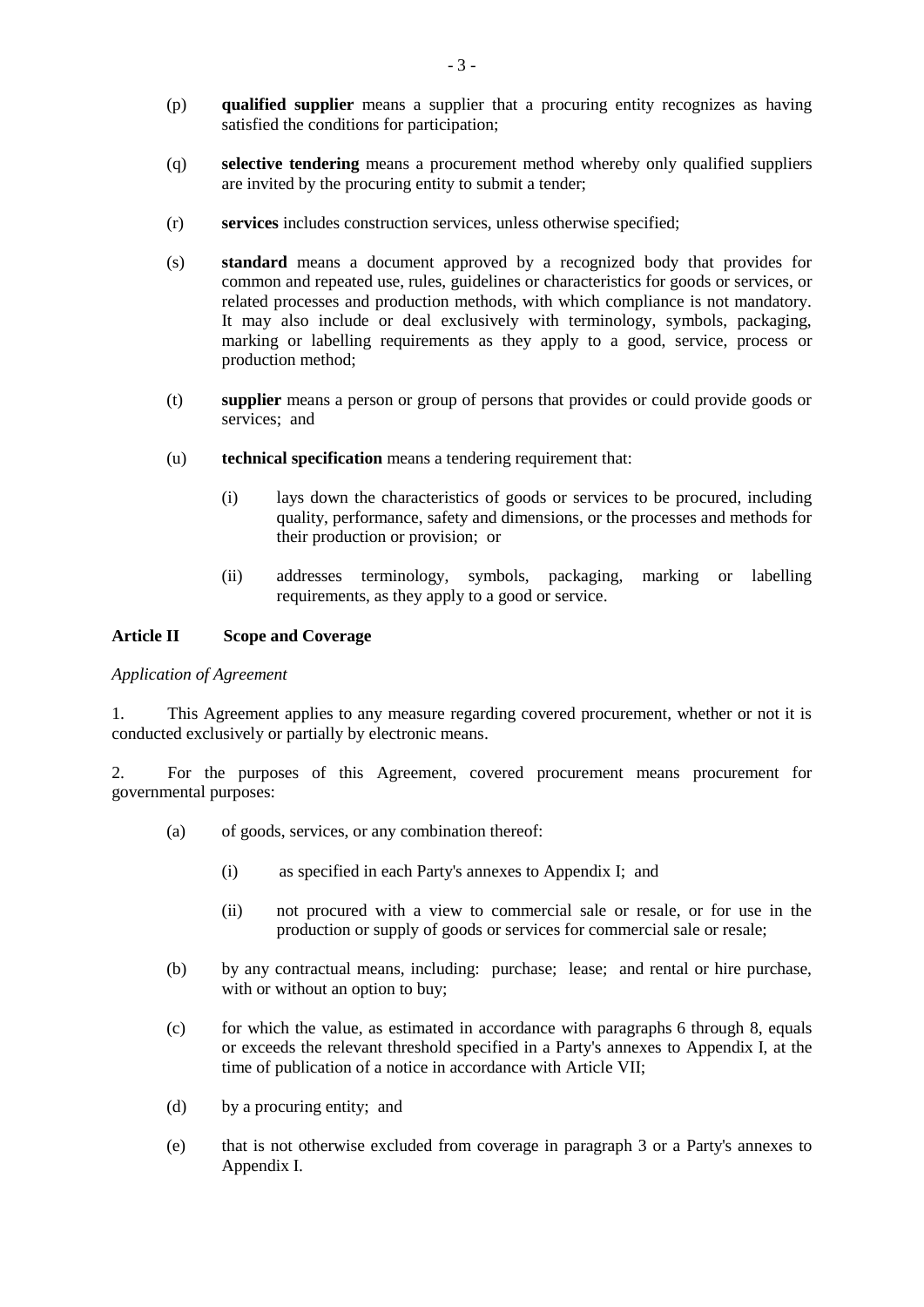(p) **qualified supplier** means a supplier that a procuring entity recognizes as having satisfied the conditions for participation;

(q) **selective tendering** means a procurement method whereby only qualified suppliers are invited by the procuring entity to submit a tender;

(r) **services** includes construction services, unless otherwise specified;

(s) **standard** means a document approved by a recognized body that provides for common and repeated use, rules, guidelines or characteristics for goods or services, or related processes and production methods, with which compliance is not mandatory. It may also include or deal exclusively with terminology, symbols, packaging, marking or labelling requirements as they apply to a good, service, process or production method;

(t) **supplier** means a person or group of persons that provides or could provide goods or services; and

(u) **technical specification** means a tendering requirement that:

(i) lays down the characteristics of goods or services to be procured, including quality, performance, safety and dimensions, or the processes and methods for their production or provision; or

(ii) addresses terminology, symbols, packaging, marking or labelling requirements, as they apply to a good or service.

## Article II Scope and Coverage

*Application of Agreement*

1. This Agreement applies to any measure regarding covered procurement, whether or not it is conducted exclusively or partially by electronic means.

2. For the purposes of this Agreement, covered procurement means procurement for governmental purposes:

(a) of goods, services, or any combination thereof:

(i) as specified in each Party's annexes to Appendix I; and

(ii) not procured with a view to commercial sale or resale, or for use in the production or supply of goods or services for commercial sale or resale;

(b) by any contractual means, including: purchase; lease; and rental or hire purchase, with or without an option to buy;

(c) for which the value, as estimated in accordance with paragraphs 6 through 8, equals or exceeds the relevant threshold specified in a Party's annexes to Appendix I, at the time of publication of a notice in accordance with Article VII;

(d) by a procuring entity; and

(e) that is not otherwise excluded from coverage in paragraph 3 or a Party's annexes to Appendix I.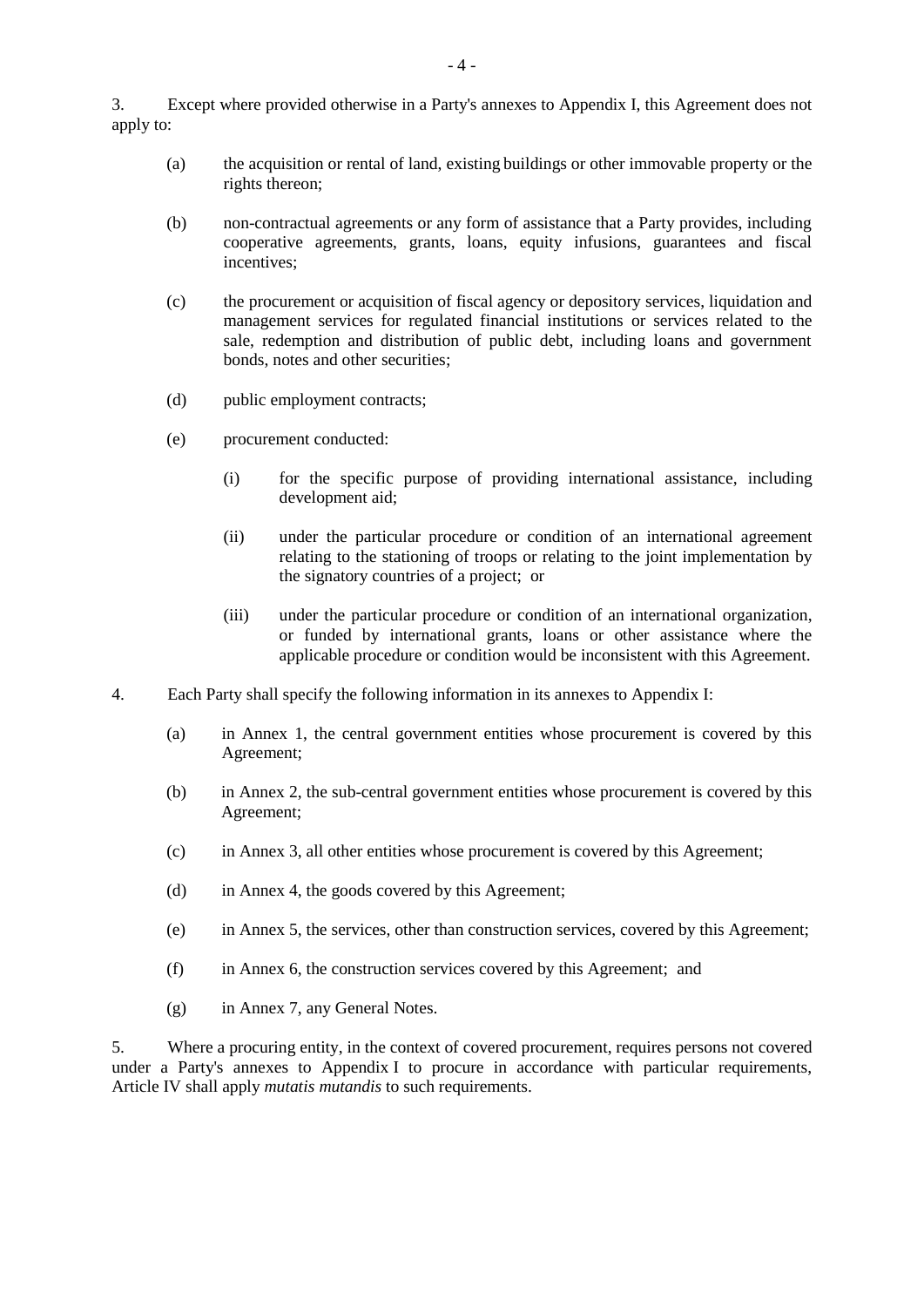3. Except where provided otherwise in a Party's annexes to Appendix I, this Agreement does not apply to:

(a) the acquisition or rental of land, existing buildings or other immovable property or the rights thereon;

(b) non-contractual agreements or any form of assistance that a Party provides, including cooperative agreements, grants, loans, equity infusions, guarantees and fiscal incentives;

(c) the procurement or acquisition of fiscal agency or depository services, liquidation and management services for regulated financial institutions or services related to the sale, redemption and distribution of public debt, including loans and government bonds, notes and other securities;

(d) public employment contracts;

(e) procurement conducted:

(i) for the specific purpose of providing international assistance, including development aid;

(ii) under the particular procedure or condition of an international agreement relating to the stationing of troops or relating to the joint implementation by the signatory countries of a project; or

(iii) under the particular procedure or condition of an international organization, or funded by international grants, loans or other assistance where the applicable procedure or condition would be inconsistent with this Agreement.

4. Each Party shall specify the following information in its annexes to Appendix I:

(a) in Annex 1, the central government entities whose procurement is covered by this Agreement;

(b) in Annex 2, the sub-central government entities whose procurement is covered by this Agreement;

(c) in Annex 3, all other entities whose procurement is covered by this Agreement;

(d) in Annex 4, the goods covered by this Agreement;

(e) in Annex 5, the services, other than construction services, covered by this Agreement;

(f) in Annex 6, the construction services covered by this Agreement; and

(g) in Annex 7, any General Notes.

5. Where a procuring entity, in the context of covered procurement, requires persons not covered under a Party's annexes to Appendix I to procure in accordance with particular requirements, Article IV shall apply *mutatis mutandis* to such requirements.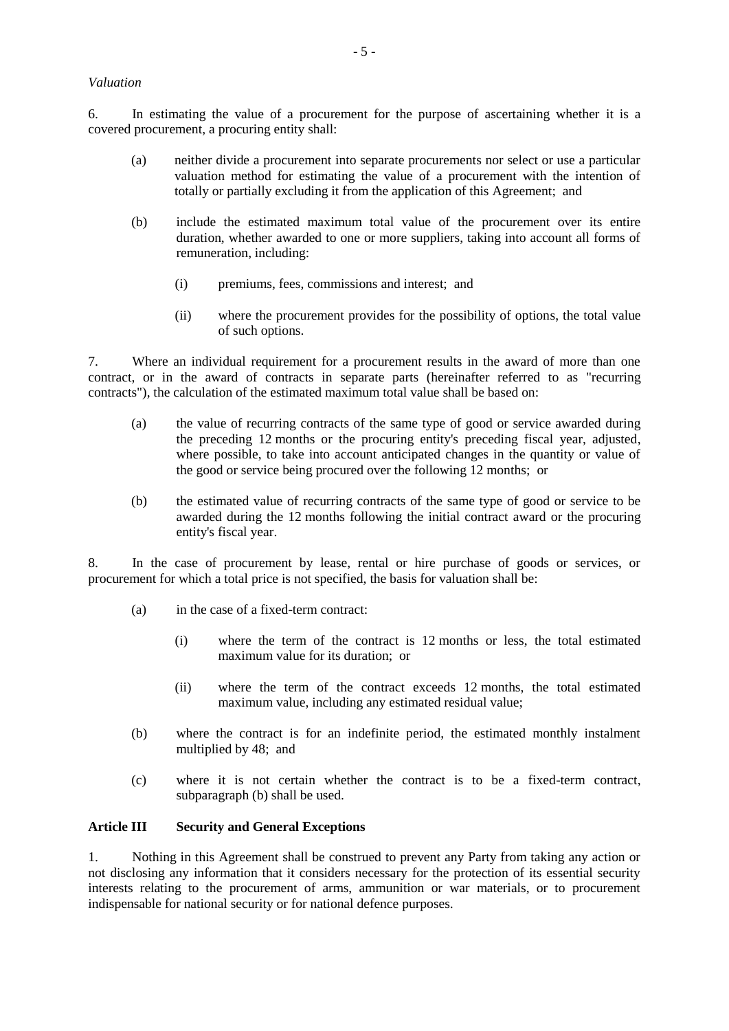*Valuation*

6. In estimating the value of a procurement for the purpose of ascertaining whether it is a covered procurement, a procuring entity shall:

(a) neither divide a procurement into separate procurements nor select or use a particular valuation method for estimating the value of a procurement with the intention of totally or partially excluding it from the application of this Agreement; and

(b) include the estimated maximum total value of the procurement over its entire duration, whether awarded to one or more suppliers, taking into account all forms of remuneration, including:

(i) premiums, fees, commissions and interest; and

(ii) where the procurement provides for the possibility of options, the total value of such options.

7. Where an individual requirement for a procurement results in the award of more than one contract, or in the award of contracts in separate parts (hereinafter referred to as "recurring contracts"), the calculation of the estimated maximum total value shall be based on:

(a) the value of recurring contracts of the same type of good or service awarded during the preceding 12 months or the procuring entity's preceding fiscal year, adjusted, where possible, to take into account anticipated changes in the quantity or value of the good or service being procured over the following 12 months; or

(b) the estimated value of recurring contracts of the same type of good or service to be awarded during the 12 months following the initial contract award or the procuring entity's fiscal year.

8. In the case of procurement by lease, rental or hire purchase of goods or services, or procurement for which a total price is not specified, the basis for valuation shall be:

(a) in the case of a fixed-term contract:

(i) where the term of the contract is 12 months or less, the total estimated maximum value for its duration; or

(ii) where the term of the contract exceeds 12 months, the total estimated maximum value, including any estimated residual value;

(b) where the contract is for an indefinite period, the estimated monthly instalment multiplied by 48; and

(c) where it is not certain whether the contract is to be a fixed-term contract, subparagraph (b) shall be used.

## Article III Security and General Exceptions

1. Nothing in this Agreement shall be construed to prevent any Party from taking any action or not disclosing any information that it considers necessary for the protection of its essential security interests relating to the procurement of arms, ammunition or war materials, or to procurement indispensable for national security or for national defence purposes.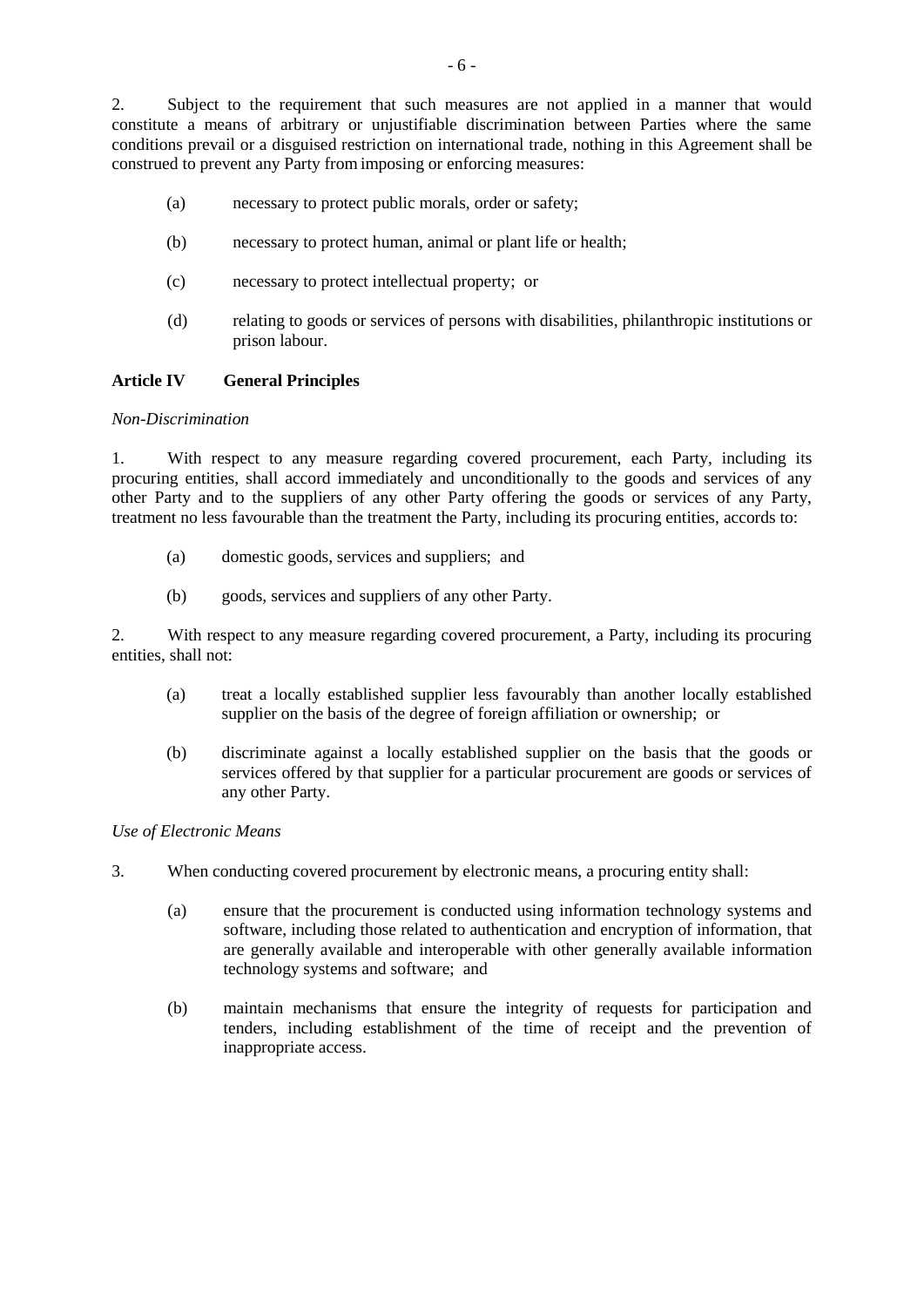2. Subject to the requirement that such measures are not applied in a manner that would constitute a means of arbitrary or unjustifiable discrimination between Parties where the same conditions prevail or a disguised restriction on international trade, nothing in this Agreement shall be construed to prevent any Party from imposing or enforcing measures:

(a) necessary to protect public morals, order or safety;

(b) necessary to protect human, animal or plant life or health;

(c) necessary to protect intellectual property; or

(d) relating to goods or services of persons with disabilities, philanthropic institutions or prison labour.

## Article IV General Principles

*Non-Discrimination*

1. With respect to any measure regarding covered procurement, each Party, including its procuring entities, shall accord immediately and unconditionally to the goods and services of any other Party and to the suppliers of any other Party offering the goods or services of any Party, treatment no less favourable than the treatment the Party, including its procuring entities, accords to:

(a) domestic goods, services and suppliers; and

(b) goods, services and suppliers of any other Party.

2. With respect to any measure regarding covered procurement, a Party, including its procuring entities, shall not:

(a) treat a locally established supplier less favourably than another locally established supplier on the basis of the degree of foreign affiliation or ownership; or

(b) discriminate against a locally established supplier on the basis that the goods or services offered by that supplier for a particular procurement are goods or services of any other Party.

*Use of Electronic Means*

3. When conducting covered procurement by electronic means, a procuring entity shall:

(a) ensure that the procurement is conducted using information technology systems and software, including those related to authentication and encryption of information, that are generally available and interoperable with other generally available information technology systems and software; and

(b) maintain mechanisms that ensure the integrity of requests for participation and tenders, including establishment of the time of receipt and the prevention of inappropriate access.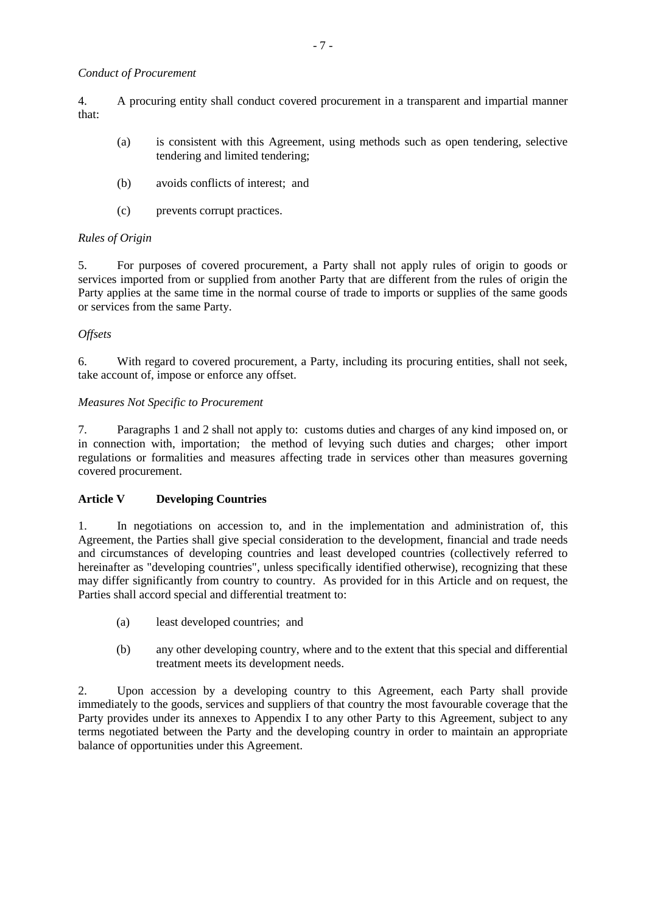*Conduct of Procurement*

4. A procuring entity shall conduct covered procurement in a transparent and impartial manner that:

(a) is consistent with this Agreement, using methods such as open tendering, selective tendering and limited tendering;

(b) avoids conflicts of interest; and

(c) prevents corrupt practices.

*Rules of Origin*

5. For purposes of covered procurement, a Party shall not apply rules of origin to goods or services imported from or supplied from another Party that are different from the rules of origin the Party applies at the same time in the normal course of trade to imports or supplies of the same goods or services from the same Party.

*Offsets*

6. With regard to covered procurement, a Party, including its procuring entities, shall not seek, take account of, impose or enforce any offset.

*Measures Not Specific to Procurement*

7. Paragraphs 1 and 2 shall not apply to: customs duties and charges of any kind imposed on, or in connection with, importation; the method of levying such duties and charges; other import regulations or formalities and measures affecting trade in services other than measures governing covered procurement.

**Article V Developing Countries**

1. In negotiations on accession to, and in the implementation and administration of, this Agreement, the Parties shall give special consideration to the development, financial and trade needs and circumstances of developing countries and least developed countries (collectively referred to hereinafter as "developing countries", unless specifically identified otherwise), recognizing that these may differ significantly from country to country. As provided for in this Article and on request, the Parties shall accord special and differential treatment to:

(a) least developed countries; and

(b) any other developing country, where and to the extent that this special and differential treatment meets its development needs.

2. Upon accession by a developing country to this Agreement, each Party shall provide immediately to the goods, services and suppliers of that country the most favourable coverage that the Party provides under its annexes to Appendix I to any other Party to this Agreement, subject to any terms negotiated between the Party and the developing country in order to maintain an appropriate balance of opportunities under this Agreement.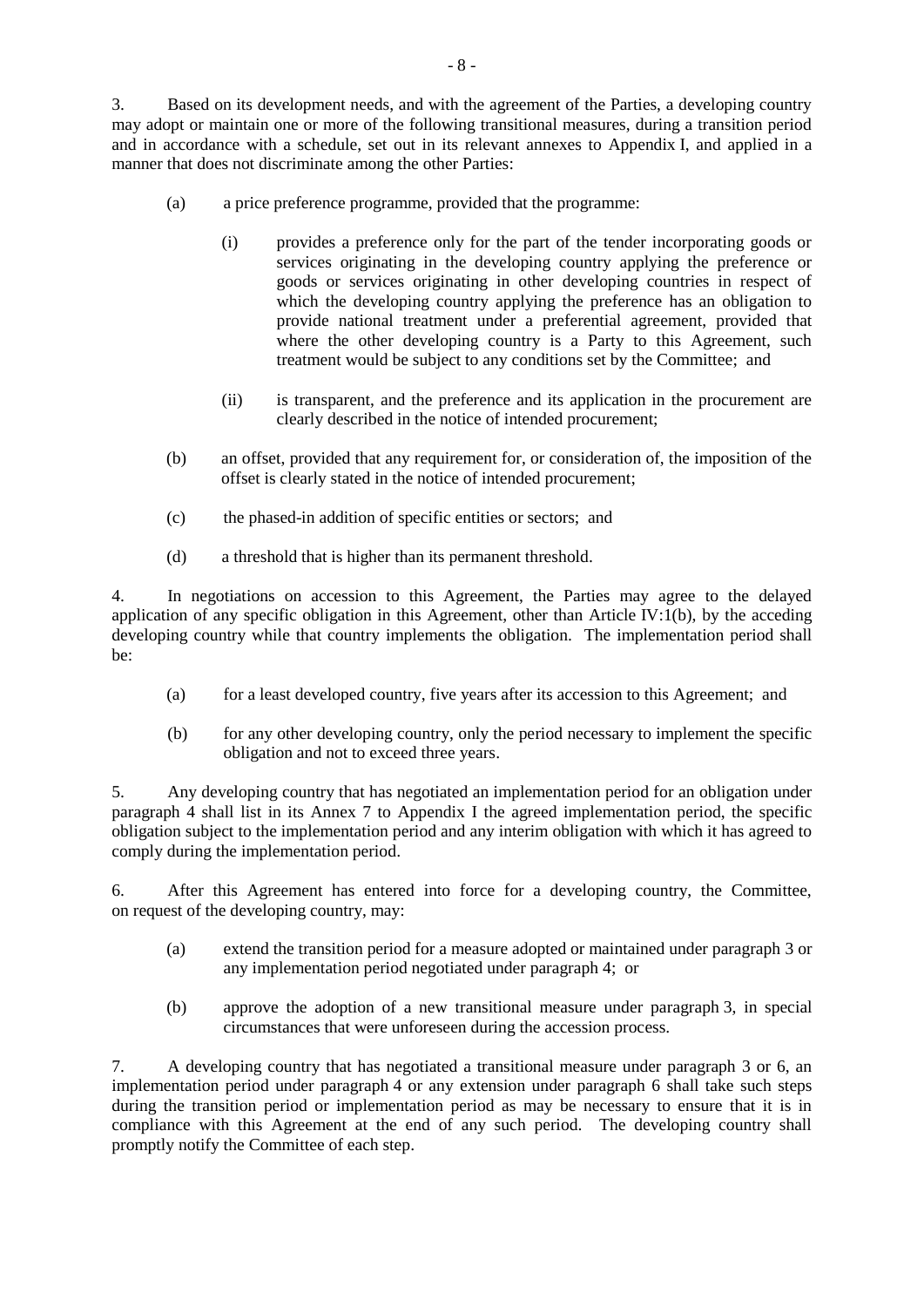3. Based on its development needs, and with the agreement of the Parties, a developing country may adopt or maintain one or more of the following transitional measures, during a transition period and in accordance with a schedule, set out in its relevant annexes to Appendix I, and applied in a manner that does not discriminate among the other Parties:

(a) a price preference programme, provided that the programme:

(i) provides a preference only for the part of the tender incorporating goods or services originating in the developing country applying the preference or goods or services originating in other developing countries in respect of which the developing country applying the preference has an obligation to provide national treatment under a preferential agreement, provided that where the other developing country is a Party to this Agreement, such treatment would be subject to any conditions set by the Committee; and

(ii) is transparent, and the preference and its application in the procurement are clearly described in the notice of intended procurement;

(b) an offset, provided that any requirement for, or consideration of, the imposition of the offset is clearly stated in the notice of intended procurement;

(c) the phased-in addition of specific entities or sectors; and

(d) a threshold that is higher than its permanent threshold.

4. In negotiations on accession to this Agreement, the Parties may agree to the delayed application of any specific obligation in this Agreement, other than Article IV:1(b), by the acceding developing country while that country implements the obligation. The implementation period shall be:

(a) for a least developed country, five years after its accession to this Agreement; and

(b) for any other developing country, only the period necessary to implement the specific obligation and not to exceed three years.

5. Any developing country that has negotiated an implementation period for an obligation under paragraph 4 shall list in its Annex 7 to Appendix I the agreed implementation period, the specific obligation subject to the implementation period and any interim obligation with which it has agreed to comply during the implementation period.

6. After this Agreement has entered into force for a developing country, the Committee, on request of the developing country, may:

(a) extend the transition period for a measure adopted or maintained under paragraph 3 or any implementation period negotiated under paragraph 4; or

(b) approve the adoption of a new transitional measure under paragraph 3, in special circumstances that were unforeseen during the accession process.

7. A developing country that has negotiated a transitional measure under paragraph 3 or 6, an implementation period under paragraph 4 or any extension under paragraph 6 shall take such steps during the transition period or implementation period as may be necessary to ensure that it is in compliance with this Agreement at the end of any such period. The developing country shall promptly notify the Committee of each step.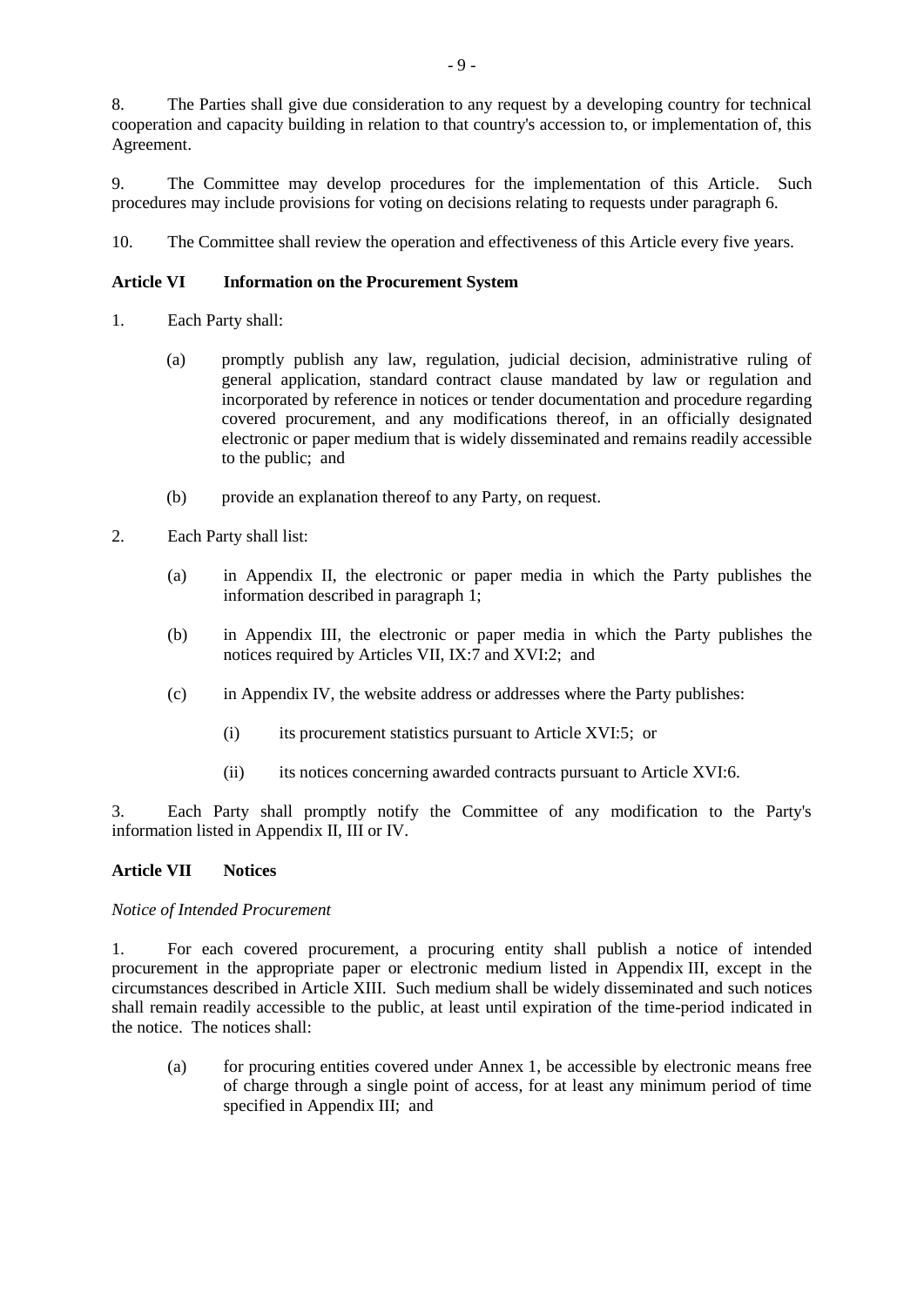8. The Parties shall give due consideration to any request by a developing country for technical cooperation and capacity building in relation to that country's accession to, or implementation of, this Agreement.

9. The Committee may develop procedures for the implementation of this Article. Such procedures may include provisions for voting on decisions relating to requests under paragraph 6.

10. The Committee shall review the operation and effectiveness of this Article every five years.

**Article VI Information on the Procurement System**

1. Each Party shall:

   (a) promptly publish any law, regulation, judicial decision, administrative ruling of general application, standard contract clause mandated by law or regulation and incorporated by reference in notices or tender documentation and procedure regarding covered procurement, and any modifications thereof, in an officially designated electronic or paper medium that is widely disseminated and remains readily accessible to the public; and

   (b) provide an explanation thereof to any Party, on request.

2. Each Party shall list:

   (a) in Appendix II, the electronic or paper media in which the Party publishes the information described in paragraph 1;

   (b) in Appendix III, the electronic or paper media in which the Party publishes the notices required by Articles VII, IX:7 and XVI:2; and

   (c) in Appendix IV, the website address or addresses where the Party publishes:

      (i) its procurement statistics pursuant to Article XVI:5; or

      (ii) its notices concerning awarded contracts pursuant to Article XVI:6.

3. Each Party shall promptly notify the Committee of any modification to the Party's information listed in Appendix II, III or IV.

**Article VII Notices**

*Notice of Intended Procurement*

1. For each covered procurement, a procuring entity shall publish a notice of intended procurement in the appropriate paper or electronic medium listed in Appendix III, except in the circumstances described in Article XIII. Such medium shall be widely disseminated and such notices shall remain readily accessible to the public, at least until expiration of the time-period indicated in the notice. The notices shall:

   (a) for procuring entities covered under Annex 1, be accessible by electronic means free of charge through a single point of access, for at least any minimum period of time specified in Appendix III; and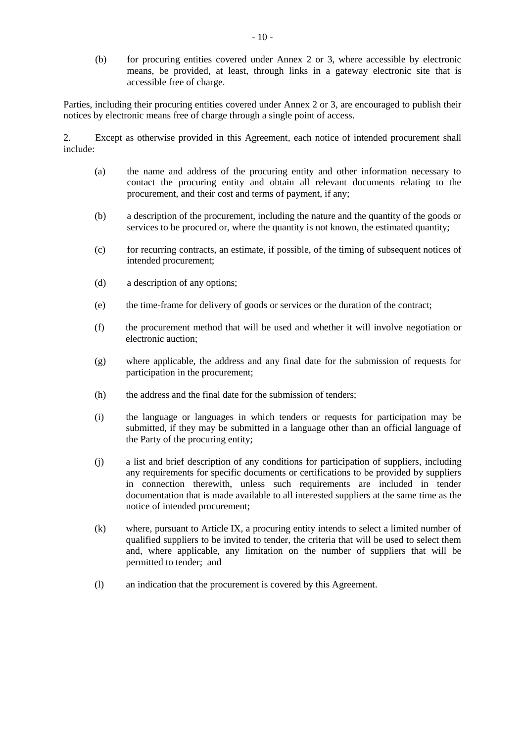(b) for procuring entities covered under Annex 2 or 3, where accessible by electronic means, be provided, at least, through links in a gateway electronic site that is accessible free of charge.

Parties, including their procuring entities covered under Annex 2 or 3, are encouraged to publish their notices by electronic means free of charge through a single point of access.

2. Except as otherwise provided in this Agreement, each notice of intended procurement shall include:

(a) the name and address of the procuring entity and other information necessary to contact the procuring entity and obtain all relevant documents relating to the procurement, and their cost and terms of payment, if any;

(b) a description of the procurement, including the nature and the quantity of the goods or services to be procured or, where the quantity is not known, the estimated quantity;

(c) for recurring contracts, an estimate, if possible, of the timing of subsequent notices of intended procurement;

(d) a description of any options;

(e) the time-frame for delivery of goods or services or the duration of the contract;

(f) the procurement method that will be used and whether it will involve negotiation or electronic auction;

(g) where applicable, the address and any final date for the submission of requests for participation in the procurement;

(h) the address and the final date for the submission of tenders;

(i) the language or languages in which tenders or requests for participation may be submitted, if they may be submitted in a language other than an official language of the Party of the procuring entity;

(j) a list and brief description of any conditions for participation of suppliers, including any requirements for specific documents or certifications to be provided by suppliers in connection therewith, unless such requirements are included in tender documentation that is made available to all interested suppliers at the same time as the notice of intended procurement;

(k) where, pursuant to Article IX, a procuring entity intends to select a limited number of qualified suppliers to be invited to tender, the criteria that will be used to select them and, where applicable, any limitation on the number of suppliers that will be permitted to tender; and

(l) an indication that the procurement is covered by this Agreement.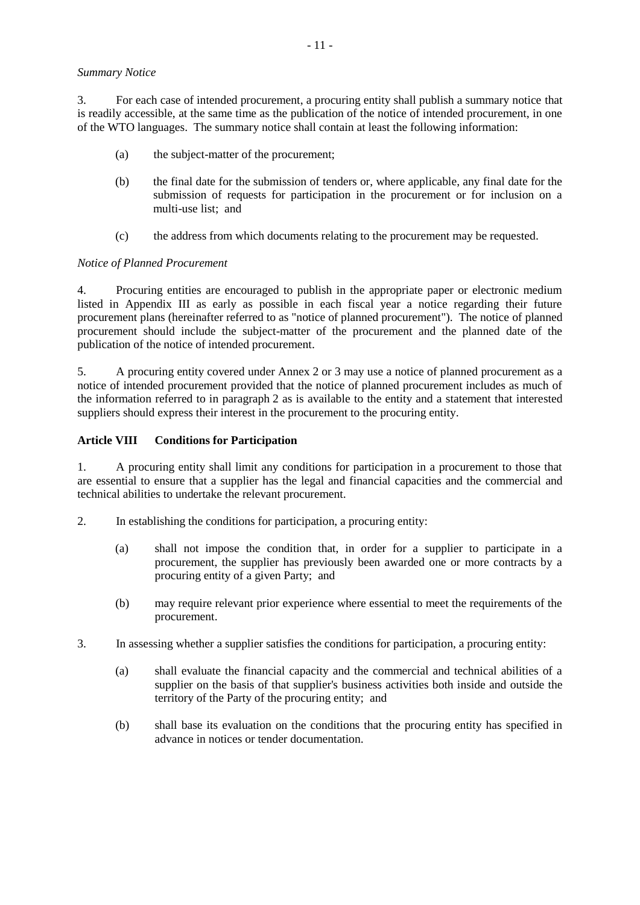*Summary Notice*

3. For each case of intended procurement, a procuring entity shall publish a summary notice that is readily accessible, at the same time as the publication of the notice of intended procurement, in one of the WTO languages. The summary notice shall contain at least the following information:

(a) the subject-matter of the procurement;

(b) the final date for the submission of tenders or, where applicable, any final date for the submission of requests for participation in the procurement or for inclusion on a multi-use list; and

(c) the address from which documents relating to the procurement may be requested.

*Notice of Planned Procurement*

4. Procuring entities are encouraged to publish in the appropriate paper or electronic medium listed in Appendix III as early as possible in each fiscal year a notice regarding their future procurement plans (hereinafter referred to as "notice of planned procurement"). The notice of planned procurement should include the subject-matter of the procurement and the planned date of the publication of the notice of intended procurement.

5. A procuring entity covered under Annex 2 or 3 may use a notice of planned procurement as a notice of intended procurement provided that the notice of planned procurement includes as much of the information referred to in paragraph 2 as is available to the entity and a statement that interested suppliers should express their interest in the procurement to the procuring entity.

## Article VIII Conditions for Participation

1. A procuring entity shall limit any conditions for participation in a procurement to those that are essential to ensure that a supplier has the legal and financial capacities and the commercial and technical abilities to undertake the relevant procurement.

2. In establishing the conditions for participation, a procuring entity:

(a) shall not impose the condition that, in order for a supplier to participate in a procurement, the supplier has previously been awarded one or more contracts by a procuring entity of a given Party; and

(b) may require relevant prior experience where essential to meet the requirements of the procurement.

3. In assessing whether a supplier satisfies the conditions for participation, a procuring entity:

(a) shall evaluate the financial capacity and the commercial and technical abilities of a supplier on the basis of that supplier's business activities both inside and outside the territory of the Party of the procuring entity; and

(b) shall base its evaluation on the conditions that the procuring entity has specified in advance in notices or tender documentation.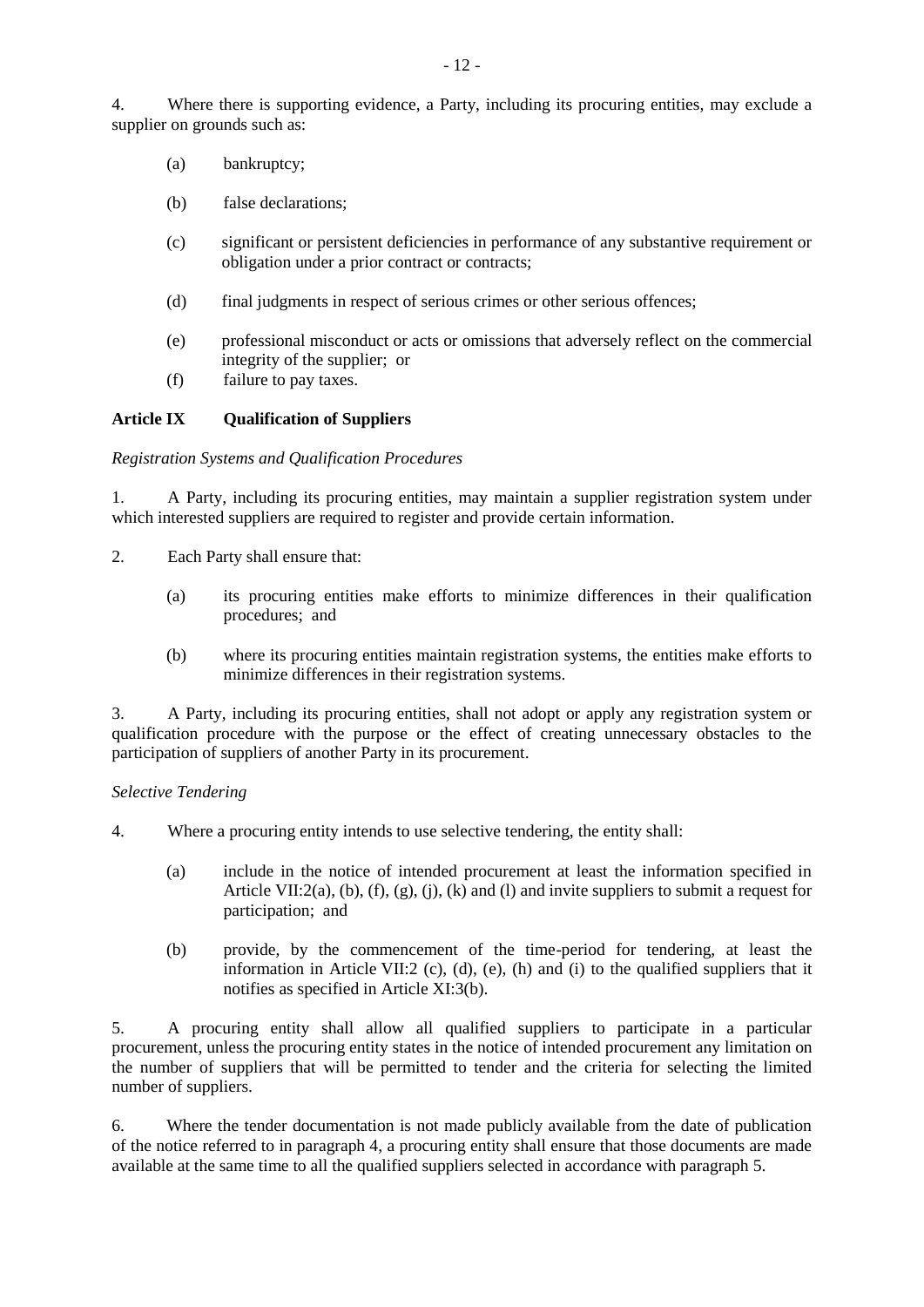4. Where there is supporting evidence, a Party, including its procuring entities, may exclude a supplier on grounds such as:

(a) bankruptcy;

(b) false declarations;

(c) significant or persistent deficiencies in performance of any substantive requirement or obligation under a prior contract or contracts;

(d) final judgments in respect of serious crimes or other serious offences;

(e) professional misconduct or acts or omissions that adversely reflect on the commercial integrity of the supplier; or

(f) failure to pay taxes.

**Article IX Qualification of Suppliers**

*Registration Systems and Qualification Procedures*

1. A Party, including its procuring entities, may maintain a supplier registration system under which interested suppliers are required to register and provide certain information.

2. Each Party shall ensure that:

(a) its procuring entities make efforts to minimize differences in their qualification procedures; and

(b) where its procuring entities maintain registration systems, the entities make efforts to minimize differences in their registration systems.

3. A Party, including its procuring entities, shall not adopt or apply any registration system or qualification procedure with the purpose or the effect of creating unnecessary obstacles to the participation of suppliers of another Party in its procurement.

*Selective Tendering*

4. Where a procuring entity intends to use selective tendering, the entity shall:

(a) include in the notice of intended procurement at least the information specified in Article VII:2(a), (b), (f), (g), (j), (k) and (l) and invite suppliers to submit a request for participation; and

(b) provide, by the commencement of the time-period for tendering, at least the information in Article VII:2 (c), (d), (e), (h) and (i) to the qualified suppliers that it notifies as specified in Article XI:3(b).

5. A procuring entity shall allow all qualified suppliers to participate in a particular procurement, unless the procuring entity states in the notice of intended procurement any limitation on the number of suppliers that will be permitted to tender and the criteria for selecting the limited number of suppliers.

6. Where the tender documentation is not made publicly available from the date of publication of the notice referred to in paragraph 4, a procuring entity shall ensure that those documents are made available at the same time to all the qualified suppliers selected in accordance with paragraph 5.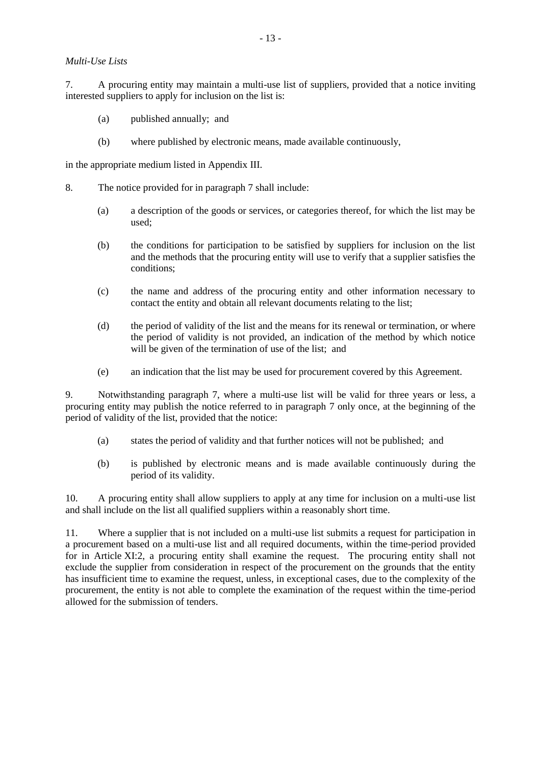*Multi-Use Lists*

7. A procuring entity may maintain a multi-use list of suppliers, provided that a notice inviting interested suppliers to apply for inclusion on the list is:

(a) published annually; and

(b) where published by electronic means, made available continuously,

in the appropriate medium listed in Appendix III.

8. The notice provided for in paragraph 7 shall include:

(a) a description of the goods or services, or categories thereof, for which the list may be used;

(b) the conditions for participation to be satisfied by suppliers for inclusion on the list and the methods that the procuring entity will use to verify that a supplier satisfies the conditions;

(c) the name and address of the procuring entity and other information necessary to contact the entity and obtain all relevant documents relating to the list;

(d) the period of validity of the list and the means for its renewal or termination, or where the period of validity is not provided, an indication of the method by which notice will be given of the termination of use of the list; and

(e) an indication that the list may be used for procurement covered by this Agreement.

9. Notwithstanding paragraph 7, where a multi-use list will be valid for three years or less, a procuring entity may publish the notice referred to in paragraph 7 only once, at the beginning of the period of validity of the list, provided that the notice:

(a) states the period of validity and that further notices will not be published; and

(b) is published by electronic means and is made available continuously during the period of its validity.

10. A procuring entity shall allow suppliers to apply at any time for inclusion on a multi-use list and shall include on the list all qualified suppliers within a reasonably short time.

11. Where a supplier that is not included on a multi-use list submits a request for participation in a procurement based on a multi-use list and all required documents, within the time-period provided for in Article XI:2, a procuring entity shall examine the request. The procuring entity shall not exclude the supplier from consideration in respect of the procurement on the grounds that the entity has insufficient time to examine the request, unless, in exceptional cases, due to the complexity of the procurement, the entity is not able to complete the examination of the request within the time-period allowed for the submission of tenders.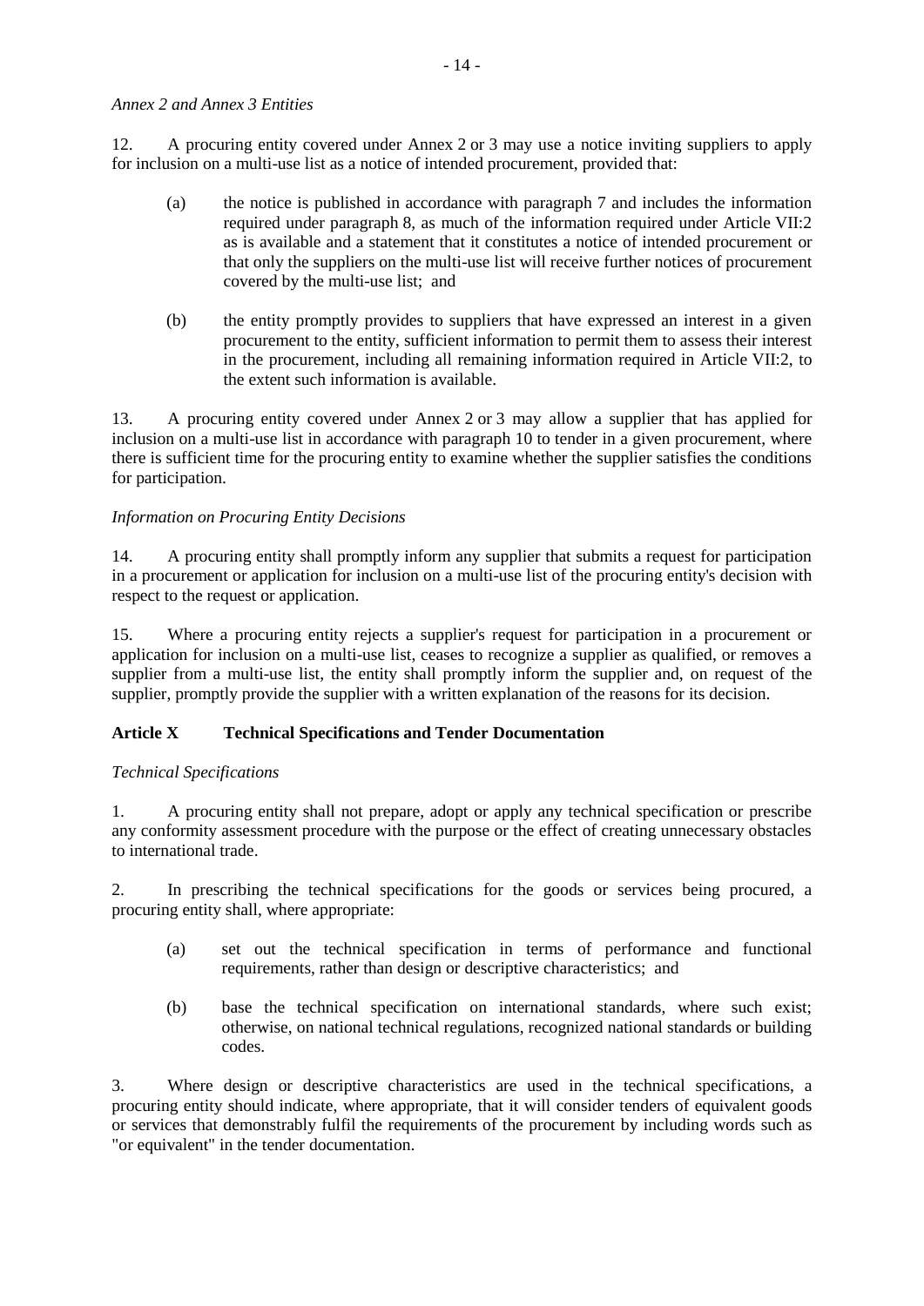*Annex 2 and Annex 3 Entities*

12. A procuring entity covered under Annex 2 or 3 may use a notice inviting suppliers to apply for inclusion on a multi-use list as a notice of intended procurement, provided that:

(a) the notice is published in accordance with paragraph 7 and includes the information required under paragraph 8, as much of the information required under Article VII:2 as is available and a statement that it constitutes a notice of intended procurement or that only the suppliers on the multi-use list will receive further notices of procurement covered by the multi-use list; and

(b) the entity promptly provides to suppliers that have expressed an interest in a given procurement to the entity, sufficient information to permit them to assess their interest in the procurement, including all remaining information required in Article VII:2, to the extent such information is available.

13. A procuring entity covered under Annex 2 or 3 may allow a supplier that has applied for inclusion on a multi-use list in accordance with paragraph 10 to tender in a given procurement, where there is sufficient time for the procuring entity to examine whether the supplier satisfies the conditions for participation.

*Information on Procuring Entity Decisions*

14. A procuring entity shall promptly inform any supplier that submits a request for participation in a procurement or application for inclusion on a multi-use list of the procuring entity's decision with respect to the request or application.

15. Where a procuring entity rejects a supplier's request for participation in a procurement or application for inclusion on a multi-use list, ceases to recognize a supplier as qualified, or removes a supplier from a multi-use list, the entity shall promptly inform the supplier and, on request of the supplier, promptly provide the supplier with a written explanation of the reasons for its decision.

## Article X Technical Specifications and Tender Documentation

*Technical Specifications*

1. A procuring entity shall not prepare, adopt or apply any technical specification or prescribe any conformity assessment procedure with the purpose or the effect of creating unnecessary obstacles to international trade.

2. In prescribing the technical specifications for the goods or services being procured, a procuring entity shall, where appropriate:

(a) set out the technical specification in terms of performance and functional requirements, rather than design or descriptive characteristics; and

(b) base the technical specification on international standards, where such exist; otherwise, on national technical regulations, recognized national standards or building codes.

3. Where design or descriptive characteristics are used in the technical specifications, a procuring entity should indicate, where appropriate, that it will consider tenders of equivalent goods or services that demonstrably fulfil the requirements of the procurement by including words such as "or equivalent" in the tender documentation.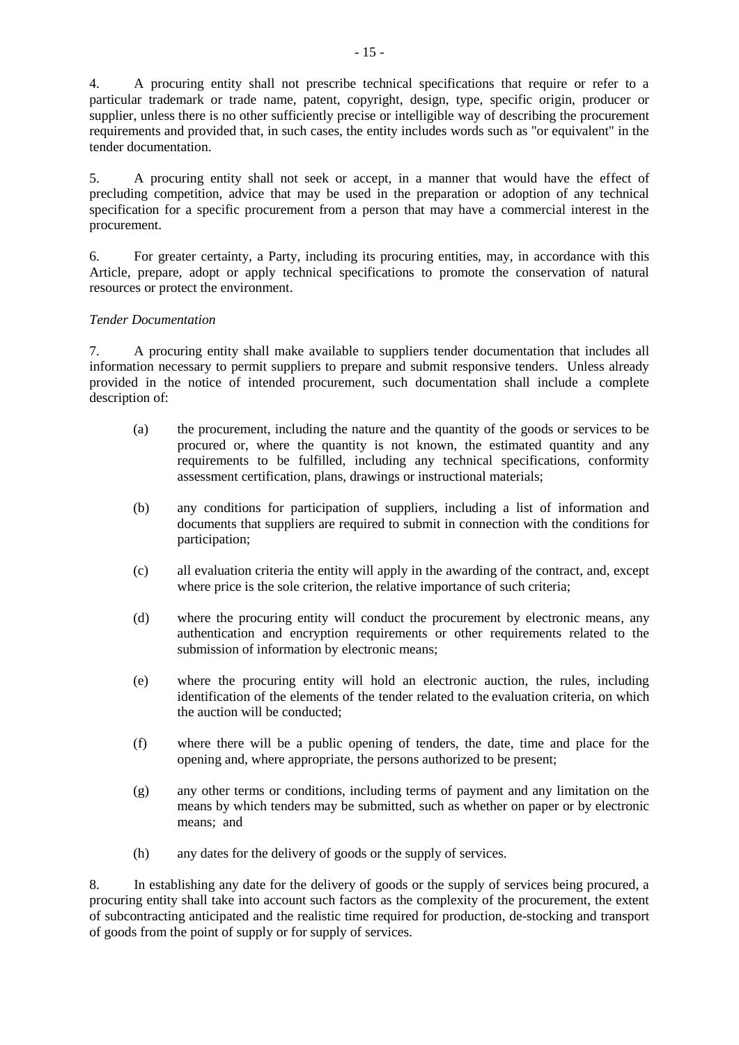4. A procuring entity shall not prescribe technical specifications that require or refer to a particular trademark or trade name, patent, copyright, design, type, specific origin, producer or supplier, unless there is no other sufficiently precise or intelligible way of describing the procurement requirements and provided that, in such cases, the entity includes words such as "or equivalent" in the tender documentation.

5. A procuring entity shall not seek or accept, in a manner that would have the effect of precluding competition, advice that may be used in the preparation or adoption of any technical specification for a specific procurement from a person that may have a commercial interest in the procurement.

6. For greater certainty, a Party, including its procuring entities, may, in accordance with this Article, prepare, adopt or apply technical specifications to promote the conservation of natural resources or protect the environment.

*Tender Documentation*

7. A procuring entity shall make available to suppliers tender documentation that includes all information necessary to permit suppliers to prepare and submit responsive tenders. Unless already provided in the notice of intended procurement, such documentation shall include a complete description of:

(a) the procurement, including the nature and the quantity of the goods or services to be procured or, where the quantity is not known, the estimated quantity and any requirements to be fulfilled, including any technical specifications, conformity assessment certification, plans, drawings or instructional materials;

(b) any conditions for participation of suppliers, including a list of information and documents that suppliers are required to submit in connection with the conditions for participation;

(c) all evaluation criteria the entity will apply in the awarding of the contract, and, except where price is the sole criterion, the relative importance of such criteria;

(d) where the procuring entity will conduct the procurement by electronic means, any authentication and encryption requirements or other requirements related to the submission of information by electronic means;

(e) where the procuring entity will hold an electronic auction, the rules, including identification of the elements of the tender related to the evaluation criteria, on which the auction will be conducted;

(f) where there will be a public opening of tenders, the date, time and place for the opening and, where appropriate, the persons authorized to be present;

(g) any other terms or conditions, including terms of payment and any limitation on the means by which tenders may be submitted, such as whether on paper or by electronic means; and

(h) any dates for the delivery of goods or the supply of services.

8. In establishing any date for the delivery of goods or the supply of services being procured, a procuring entity shall take into account such factors as the complexity of the procurement, the extent of subcontracting anticipated and the realistic time required for production, de-stocking and transport of goods from the point of supply or for supply of services.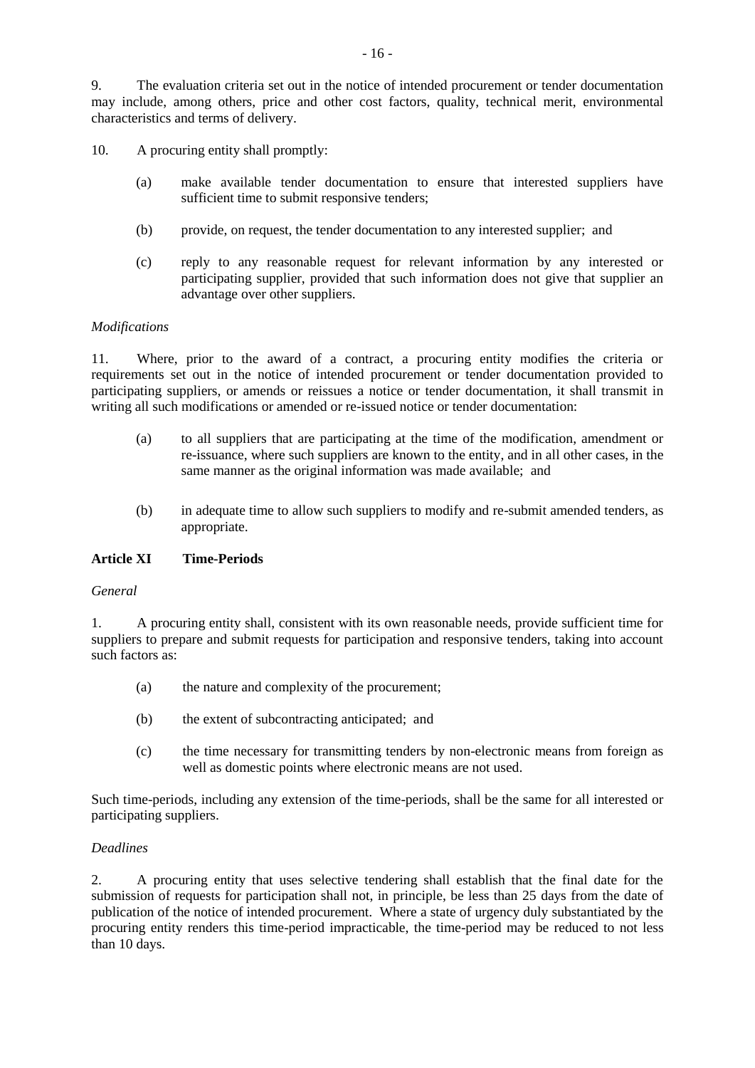9. The evaluation criteria set out in the notice of intended procurement or tender documentation may include, among others, price and other cost factors, quality, technical merit, environmental characteristics and terms of delivery.

10. A procuring entity shall promptly:

(a) make available tender documentation to ensure that interested suppliers have sufficient time to submit responsive tenders;

(b) provide, on request, the tender documentation to any interested supplier; and

(c) reply to any reasonable request for relevant information by any interested or participating supplier, provided that such information does not give that supplier an advantage over other suppliers.

*Modifications*

11. Where, prior to the award of a contract, a procuring entity modifies the criteria or requirements set out in the notice of intended procurement or tender documentation provided to participating suppliers, or amends or reissues a notice or tender documentation, it shall transmit in writing all such modifications or amended or re-issued notice or tender documentation:

(a) to all suppliers that are participating at the time of the modification, amendment or re-issuance, where such suppliers are known to the entity, and in all other cases, in the same manner as the original information was made available; and

(b) in adequate time to allow such suppliers to modify and re-submit amended tenders, as appropriate.

**Article XI Time-Periods**

*General*

1. A procuring entity shall, consistent with its own reasonable needs, provide sufficient time for suppliers to prepare and submit requests for participation and responsive tenders, taking into account such factors as:

(a) the nature and complexity of the procurement;

(b) the extent of subcontracting anticipated; and

(c) the time necessary for transmitting tenders by non-electronic means from foreign as well as domestic points where electronic means are not used.

Such time-periods, including any extension of the time-periods, shall be the same for all interested or participating suppliers.

*Deadlines*

2. A procuring entity that uses selective tendering shall establish that the final date for the submission of requests for participation shall not, in principle, be less than 25 days from the date of publication of the notice of intended procurement. Where a state of urgency duly substantiated by the procuring entity renders this time-period impracticable, the time-period may be reduced to not less than 10 days.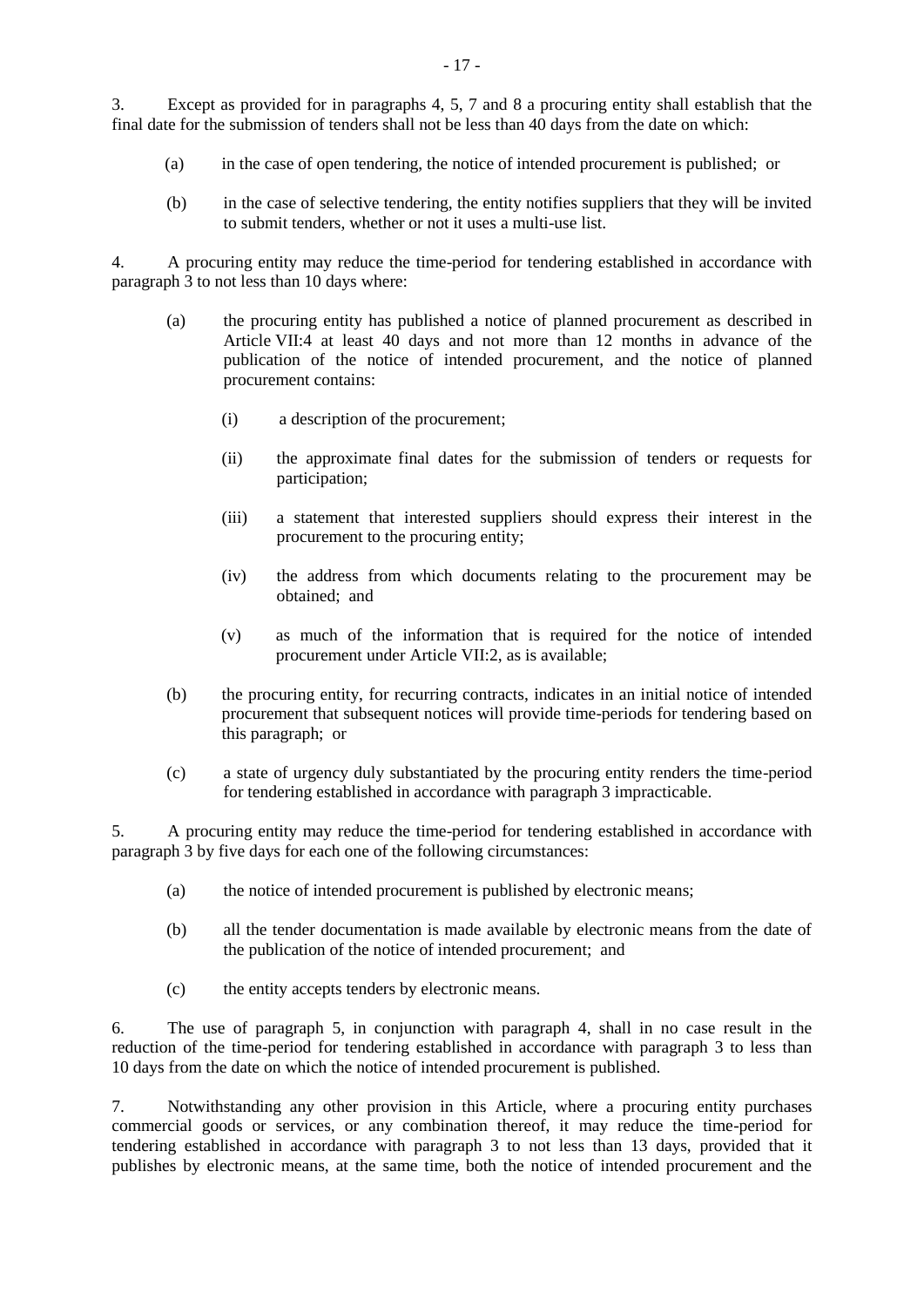3. Except as provided for in paragraphs 4, 5, 7 and 8 a procuring entity shall establish that the final date for the submission of tenders shall not be less than 40 days from the date on which:

(a) in the case of open tendering, the notice of intended procurement is published; or

(b) in the case of selective tendering, the entity notifies suppliers that they will be invited to submit tenders, whether or not it uses a multi-use list.

4. A procuring entity may reduce the time-period for tendering established in accordance with paragraph 3 to not less than 10 days where:

(a) the procuring entity has published a notice of planned procurement as described in Article VII:4 at least 40 days and not more than 12 months in advance of the publication of the notice of intended procurement, and the notice of planned procurement contains:

(i) a description of the procurement;

(ii) the approximate final dates for the submission of tenders or requests for participation;

(iii) a statement that interested suppliers should express their interest in the procurement to the procuring entity;

(iv) the address from which documents relating to the procurement may be obtained; and

(v) as much of the information that is required for the notice of intended procurement under Article VII:2, as is available;

(b) the procuring entity, for recurring contracts, indicates in an initial notice of intended procurement that subsequent notices will provide time-periods for tendering based on this paragraph; or

(c) a state of urgency duly substantiated by the procuring entity renders the time-period for tendering established in accordance with paragraph 3 impracticable.

5. A procuring entity may reduce the time-period for tendering established in accordance with paragraph 3 by five days for each one of the following circumstances:

(a) the notice of intended procurement is published by electronic means;

(b) all the tender documentation is made available by electronic means from the date of the publication of the notice of intended procurement; and

(c) the entity accepts tenders by electronic means.

6. The use of paragraph 5, in conjunction with paragraph 4, shall in no case result in the reduction of the time-period for tendering established in accordance with paragraph 3 to less than 10 days from the date on which the notice of intended procurement is published.

7. Notwithstanding any other provision in this Article, where a procuring entity purchases commercial goods or services, or any combination thereof, it may reduce the time-period for tendering established in accordance with paragraph 3 to not less than 13 days, provided that it publishes by electronic means, at the same time, both the notice of intended procurement and the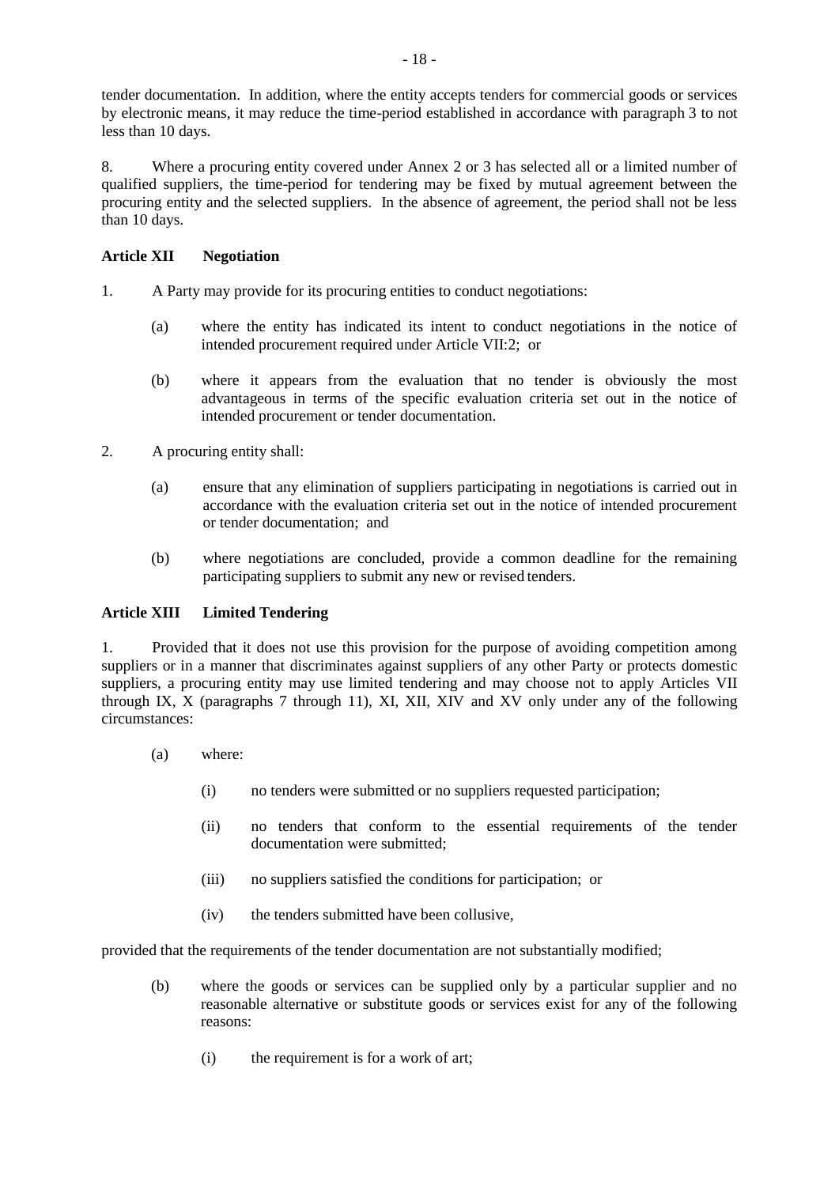tender documentation. In addition, where the entity accepts tenders for commercial goods or services by electronic means, it may reduce the time-period established in accordance with paragraph 3 to not less than 10 days.

8. Where a procuring entity covered under Annex 2 or 3 has selected all or a limited number of qualified suppliers, the time-period for tendering may be fixed by mutual agreement between the procuring entity and the selected suppliers. In the absence of agreement, the period shall not be less than 10 days.

**Article XII Negotiation**

1. A Party may provide for its procuring entities to conduct negotiations:

   (a) where the entity has indicated its intent to conduct negotiations in the notice of intended procurement required under Article VII:2; or

   (b) where it appears from the evaluation that no tender is obviously the most advantageous in terms of the specific evaluation criteria set out in the notice of intended procurement or tender documentation.

2. A procuring entity shall:

   (a) ensure that any elimination of suppliers participating in negotiations is carried out in accordance with the evaluation criteria set out in the notice of intended procurement or tender documentation; and

   (b) where negotiations are concluded, provide a common deadline for the remaining participating suppliers to submit any new or revised tenders.

**Article XIII Limited Tendering**

1. Provided that it does not use this provision for the purpose of avoiding competition among suppliers or in a manner that discriminates against suppliers of any other Party or protects domestic suppliers, a procuring entity may use limited tendering and may choose not to apply Articles VII through IX, X (paragraphs 7 through 11), XI, XII, XIV and XV only under any of the following circumstances:

   (a) where:

      (i) no tenders were submitted or no suppliers requested participation;

      (ii) no tenders that conform to the essential requirements of the tender documentation were submitted;

      (iii) no suppliers satisfied the conditions for participation; or

      (iv) the tenders submitted have been collusive,

provided that the requirements of the tender documentation are not substantially modified;

   (b) where the goods or services can be supplied only by a particular supplier and no reasonable alternative or substitute goods or services exist for any of the following reasons:

      (i) the requirement is for a work of art;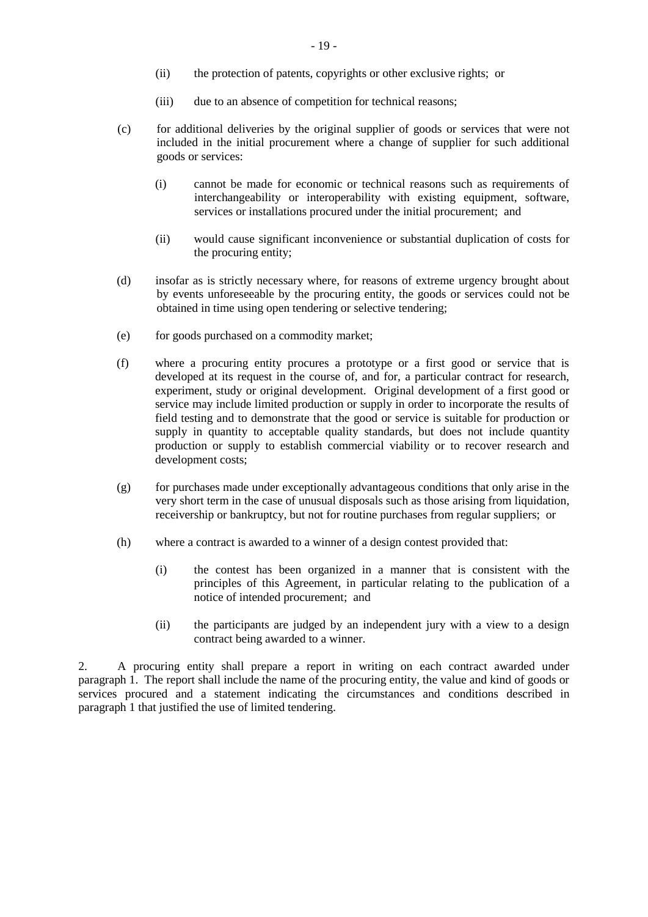(ii) the protection of patents, copyrights or other exclusive rights; or

(iii) due to an absence of competition for technical reasons;

(c) for additional deliveries by the original supplier of goods or services that were not included in the initial procurement where a change of supplier for such additional goods or services:

(i) cannot be made for economic or technical reasons such as requirements of interchangeability or interoperability with existing equipment, software, services or installations procured under the initial procurement; and

(ii) would cause significant inconvenience or substantial duplication of costs for the procuring entity;

(d) insofar as is strictly necessary where, for reasons of extreme urgency brought about by events unforeseeable by the procuring entity, the goods or services could not be obtained in time using open tendering or selective tendering;

(e) for goods purchased on a commodity market;

(f) where a procuring entity procures a prototype or a first good or service that is developed at its request in the course of, and for, a particular contract for research, experiment, study or original development. Original development of a first good or service may include limited production or supply in order to incorporate the results of field testing and to demonstrate that the good or service is suitable for production or supply in quantity to acceptable quality standards, but does not include quantity production or supply to establish commercial viability or to recover research and development costs;

(g) for purchases made under exceptionally advantageous conditions that only arise in the very short term in the case of unusual disposals such as those arising from liquidation, receivership or bankruptcy, but not for routine purchases from regular suppliers; or

(h) where a contract is awarded to a winner of a design contest provided that:

(i) the contest has been organized in a manner that is consistent with the principles of this Agreement, in particular relating to the publication of a notice of intended procurement; and

(ii) the participants are judged by an independent jury with a view to a design contract being awarded to a winner.

2. A procuring entity shall prepare a report in writing on each contract awarded under paragraph 1. The report shall include the name of the procuring entity, the value and kind of goods or services procured and a statement indicating the circumstances and conditions described in paragraph 1 that justified the use of limited tendering.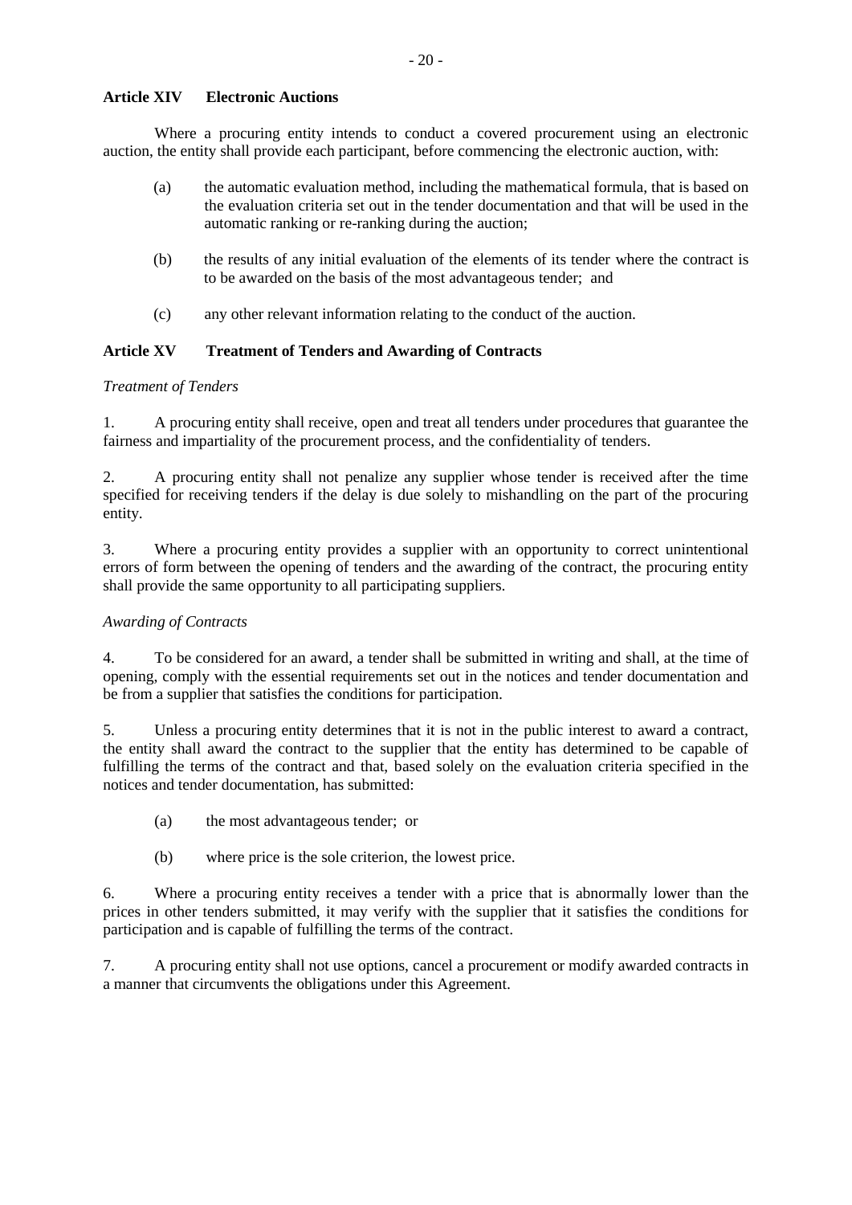**Article XIV Electronic Auctions**

Where a procuring entity intends to conduct a covered procurement using an electronic auction, the entity shall provide each participant, before commencing the electronic auction, with:

(a) the automatic evaluation method, including the mathematical formula, that is based on the evaluation criteria set out in the tender documentation and that will be used in the automatic ranking or re-ranking during the auction;

(b) the results of any initial evaluation of the elements of its tender where the contract is to be awarded on the basis of the most advantageous tender; and

(c) any other relevant information relating to the conduct of the auction.

**Article XV Treatment of Tenders and Awarding of Contracts**

*Treatment of Tenders*

1. A procuring entity shall receive, open and treat all tenders under procedures that guarantee the fairness and impartiality of the procurement process, and the confidentiality of tenders.

2. A procuring entity shall not penalize any supplier whose tender is received after the time specified for receiving tenders if the delay is due solely to mishandling on the part of the procuring entity.

3. Where a procuring entity provides a supplier with an opportunity to correct unintentional errors of form between the opening of tenders and the awarding of the contract, the procuring entity shall provide the same opportunity to all participating suppliers.

*Awarding of Contracts*

4. To be considered for an award, a tender shall be submitted in writing and shall, at the time of opening, comply with the essential requirements set out in the notices and tender documentation and be from a supplier that satisfies the conditions for participation.

5. Unless a procuring entity determines that it is not in the public interest to award a contract, the entity shall award the contract to the supplier that the entity has determined to be capable of fulfilling the terms of the contract and that, based solely on the evaluation criteria specified in the notices and tender documentation, has submitted:

(a) the most advantageous tender; or

(b) where price is the sole criterion, the lowest price.

6. Where a procuring entity receives a tender with a price that is abnormally lower than the prices in other tenders submitted, it may verify with the supplier that it satisfies the conditions for participation and is capable of fulfilling the terms of the contract.

7. A procuring entity shall not use options, cancel a procurement or modify awarded contracts in a manner that circumvents the obligations under this Agreement.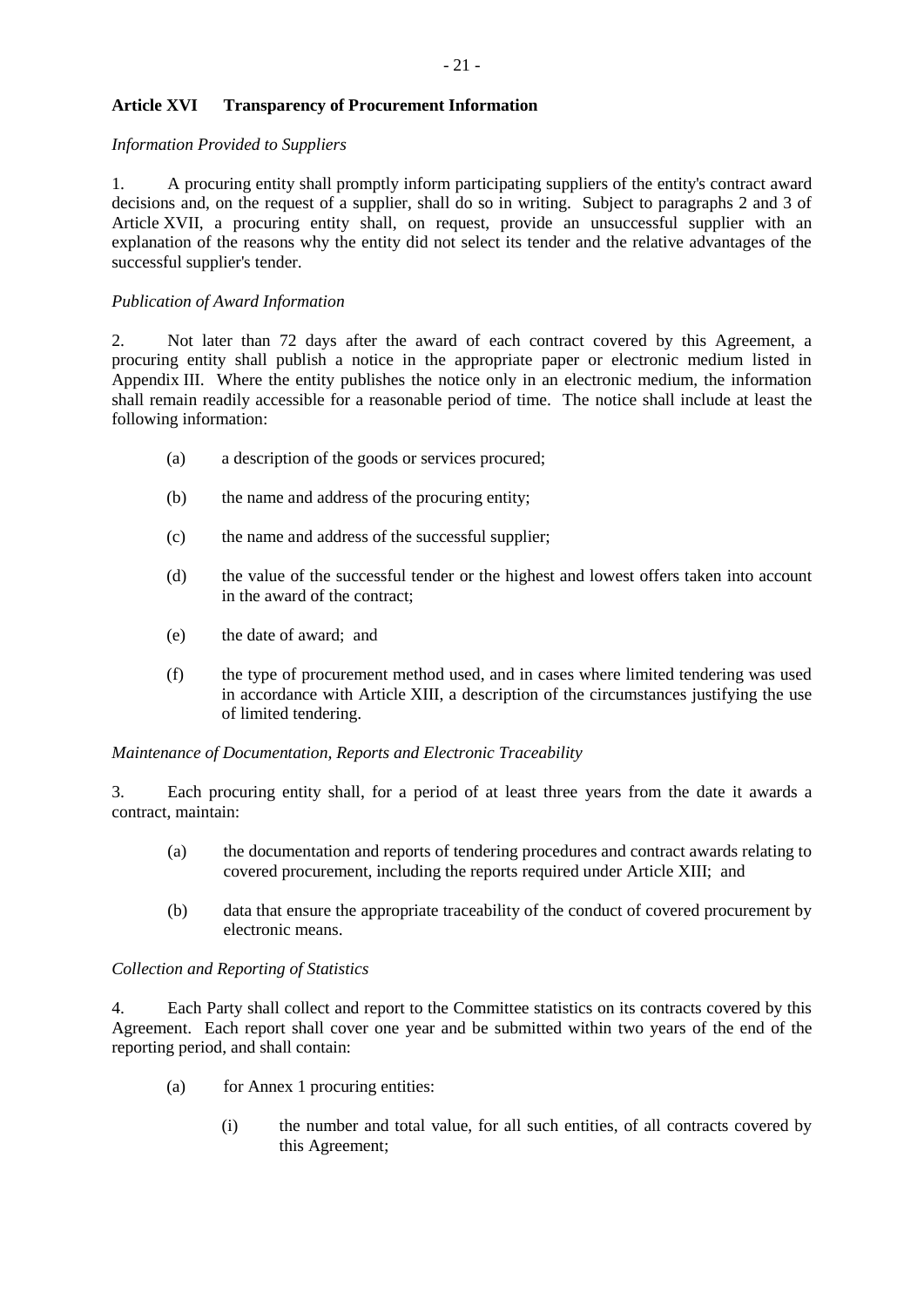**Article XVI Transparency of Procurement Information**

*Information Provided to Suppliers*

1. A procuring entity shall promptly inform participating suppliers of the entity's contract award decisions and, on the request of a supplier, shall do so in writing. Subject to paragraphs 2 and 3 of Article XVII, a procuring entity shall, on request, provide an unsuccessful supplier with an explanation of the reasons why the entity did not select its tender and the relative advantages of the successful supplier's tender.

*Publication of Award Information*

2. Not later than 72 days after the award of each contract covered by this Agreement, a procuring entity shall publish a notice in the appropriate paper or electronic medium listed in Appendix III. Where the entity publishes the notice only in an electronic medium, the information shall remain readily accessible for a reasonable period of time. The notice shall include at least the following information:

(a) a description of the goods or services procured;

(b) the name and address of the procuring entity;

(c) the name and address of the successful supplier;

(d) the value of the successful tender or the highest and lowest offers taken into account in the award of the contract;

(e) the date of award; and

(f) the type of procurement method used, and in cases where limited tendering was used in accordance with Article XIII, a description of the circumstances justifying the use of limited tendering.

*Maintenance of Documentation, Reports and Electronic Traceability*

3. Each procuring entity shall, for a period of at least three years from the date it awards a contract, maintain:

(a) the documentation and reports of tendering procedures and contract awards relating to covered procurement, including the reports required under Article XIII; and

(b) data that ensure the appropriate traceability of the conduct of covered procurement by electronic means.

*Collection and Reporting of Statistics*

4. Each Party shall collect and report to the Committee statistics on its contracts covered by this Agreement. Each report shall cover one year and be submitted within two years of the end of the reporting period, and shall contain:

(a) for Annex 1 procuring entities:

(i) the number and total value, for all such entities, of all contracts covered by this Agreement;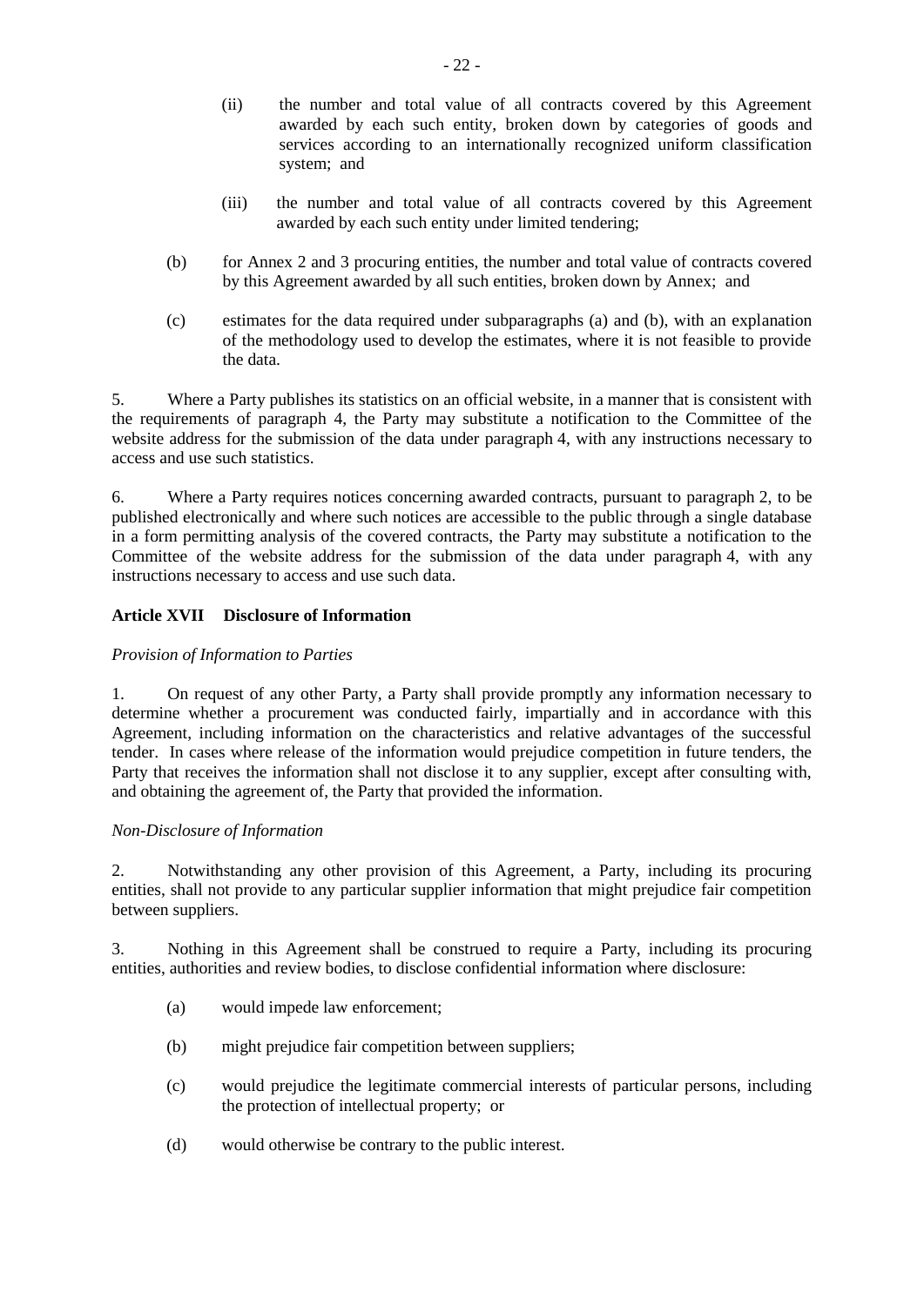(ii) the number and total value of all contracts covered by this Agreement awarded by each such entity, broken down by categories of goods and services according to an internationally recognized uniform classification system; and

(iii) the number and total value of all contracts covered by this Agreement awarded by each such entity under limited tendering;

(b) for Annex 2 and 3 procuring entities, the number and total value of contracts covered by this Agreement awarded by all such entities, broken down by Annex; and

(c) estimates for the data required under subparagraphs (a) and (b), with an explanation of the methodology used to develop the estimates, where it is not feasible to provide the data.

5. Where a Party publishes its statistics on an official website, in a manner that is consistent with the requirements of paragraph 4, the Party may substitute a notification to the Committee of the website address for the submission of the data under paragraph 4, with any instructions necessary to access and use such statistics.

6. Where a Party requires notices concerning awarded contracts, pursuant to paragraph 2, to be published electronically and where such notices are accessible to the public through a single database in a form permitting analysis of the covered contracts, the Party may substitute a notification to the Committee of the website address for the submission of the data under paragraph 4, with any instructions necessary to access and use such data.

**Article XVII Disclosure of Information**

*Provision of Information to Parties*

1. On request of any other Party, a Party shall provide promptly any information necessary to determine whether a procurement was conducted fairly, impartially and in accordance with this Agreement, including information on the characteristics and relative advantages of the successful tender. In cases where release of the information would prejudice competition in future tenders, the Party that receives the information shall not disclose it to any supplier, except after consulting with, and obtaining the agreement of, the Party that provided the information.

*Non-Disclosure of Information*

2. Notwithstanding any other provision of this Agreement, a Party, including its procuring entities, shall not provide to any particular supplier information that might prejudice fair competition between suppliers.

3. Nothing in this Agreement shall be construed to require a Party, including its procuring entities, authorities and review bodies, to disclose confidential information where disclosure:

(a) would impede law enforcement;

(b) might prejudice fair competition between suppliers;

(c) would prejudice the legitimate commercial interests of particular persons, including the protection of intellectual property; or

(d) would otherwise be contrary to the public interest.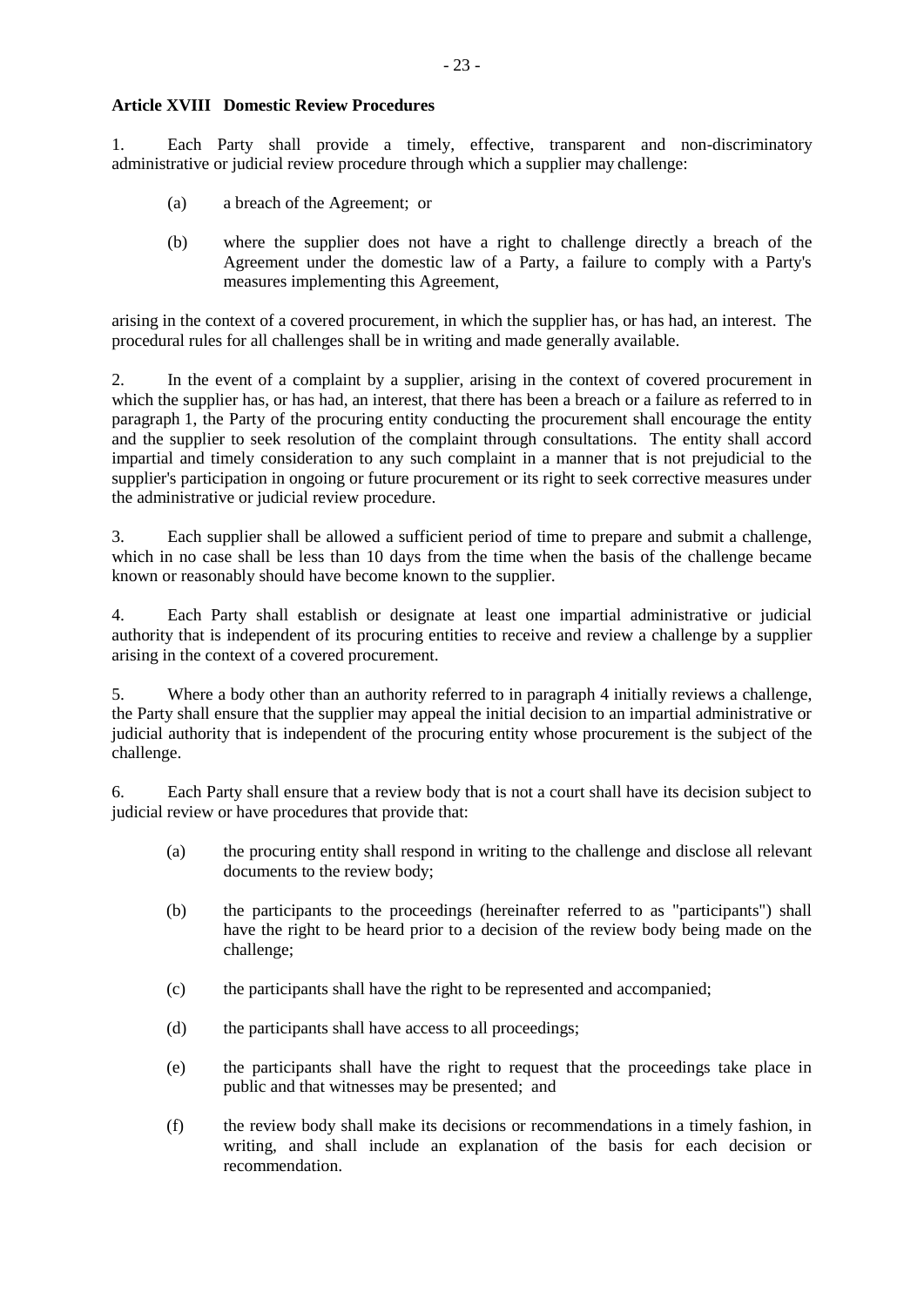**Article XVIII Domestic Review Procedures**

1. Each Party shall provide a timely, effective, transparent and non-discriminatory administrative or judicial review procedure through which a supplier may challenge:

   (a) a breach of the Agreement; or

   (b) where the supplier does not have a right to challenge directly a breach of the Agreement under the domestic law of a Party, a failure to comply with a Party's measures implementing this Agreement,

arising in the context of a covered procurement, in which the supplier has, or has had, an interest. The procedural rules for all challenges shall be in writing and made generally available.

2. In the event of a complaint by a supplier, arising in the context of covered procurement in which the supplier has, or has had, an interest, that there has been a breach or a failure as referred to in paragraph 1, the Party of the procuring entity conducting the procurement shall encourage the entity and the supplier to seek resolution of the complaint through consultations. The entity shall accord impartial and timely consideration to any such complaint in a manner that is not prejudicial to the supplier's participation in ongoing or future procurement or its right to seek corrective measures under the administrative or judicial review procedure.

3. Each supplier shall be allowed a sufficient period of time to prepare and submit a challenge, which in no case shall be less than 10 days from the time when the basis of the challenge became known or reasonably should have become known to the supplier.

4. Each Party shall establish or designate at least one impartial administrative or judicial authority that is independent of its procuring entities to receive and review a challenge by a supplier arising in the context of a covered procurement.

5. Where a body other than an authority referred to in paragraph 4 initially reviews a challenge, the Party shall ensure that the supplier may appeal the initial decision to an impartial administrative or judicial authority that is independent of the procuring entity whose procurement is the subject of the challenge.

6. Each Party shall ensure that a review body that is not a court shall have its decision subject to judicial review or have procedures that provide that:

   (a) the procuring entity shall respond in writing to the challenge and disclose all relevant documents to the review body;

   (b) the participants to the proceedings (hereinafter referred to as "participants") shall have the right to be heard prior to a decision of the review body being made on the challenge;

   (c) the participants shall have the right to be represented and accompanied;

   (d) the participants shall have access to all proceedings;

   (e) the participants shall have the right to request that the proceedings take place in public and that witnesses may be presented; and

   (f) the review body shall make its decisions or recommendations in a timely fashion, in writing, and shall include an explanation of the basis for each decision or recommendation.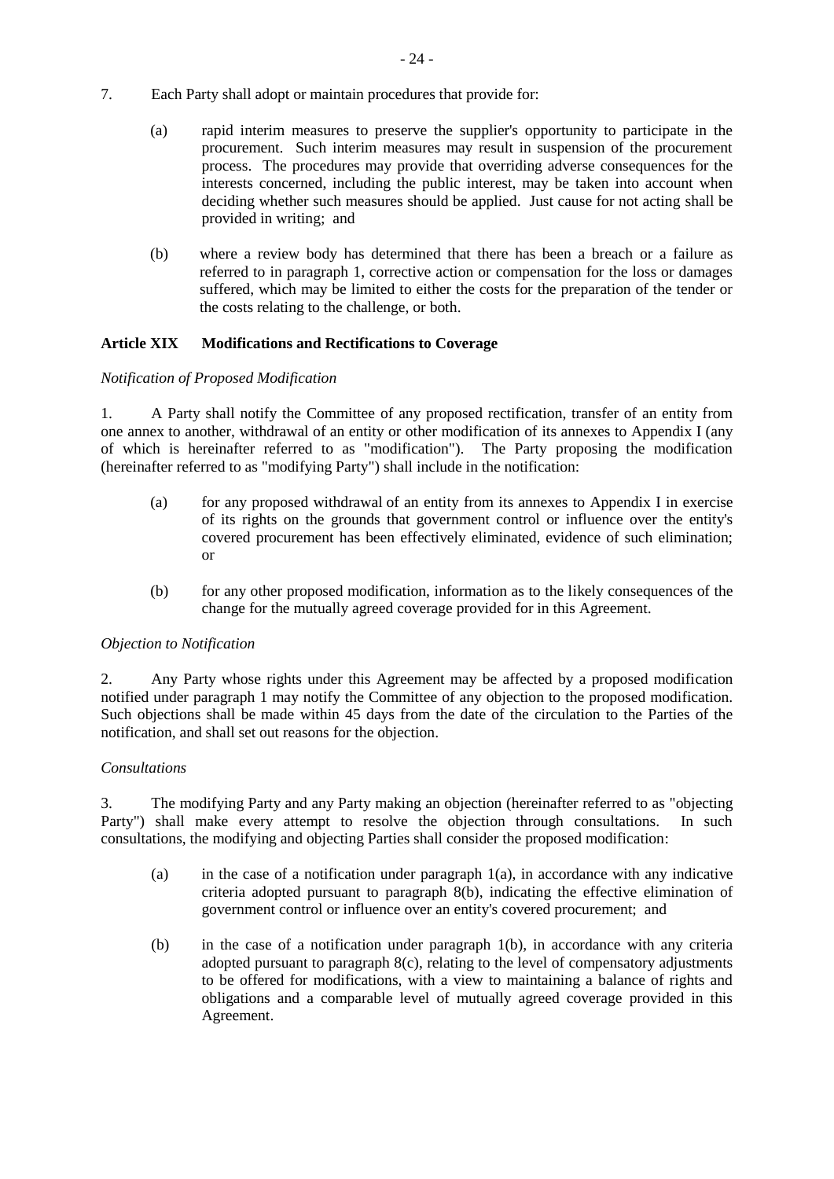7. Each Party shall adopt or maintain procedures that provide for:

   (a) rapid interim measures to preserve the supplier's opportunity to participate in the procurement. Such interim measures may result in suspension of the procurement process. The procedures may provide that overriding adverse consequences for the interests concerned, including the public interest, may be taken into account when deciding whether such measures should be applied. Just cause for not acting shall be provided in writing; and

   (b) where a review body has determined that there has been a breach or a failure as referred to in paragraph 1, corrective action or compensation for the loss or damages suffered, which may be limited to either the costs for the preparation of the tender or the costs relating to the challenge, or both.

### Article XIX Modifications and Rectifications to Coverage

*Notification of Proposed Modification*

1. A Party shall notify the Committee of any proposed rectification, transfer of an entity from one annex to another, withdrawal of an entity or other modification of its annexes to Appendix I (any of which is hereinafter referred to as "modification"). The Party proposing the modification (hereinafter referred to as "modifying Party") shall include in the notification:

   (a) for any proposed withdrawal of an entity from its annexes to Appendix I in exercise of its rights on the grounds that government control or influence over the entity's covered procurement has been effectively eliminated, evidence of such elimination; or

   (b) for any other proposed modification, information as to the likely consequences of the change for the mutually agreed coverage provided for in this Agreement.

*Objection to Notification*

2. Any Party whose rights under this Agreement may be affected by a proposed modification notified under paragraph 1 may notify the Committee of any objection to the proposed modification. Such objections shall be made within 45 days from the date of the circulation to the Parties of the notification, and shall set out reasons for the objection.

*Consultations*

3. The modifying Party and any Party making an objection (hereinafter referred to as "objecting Party") shall make every attempt to resolve the objection through consultations. In such consultations, the modifying and objecting Parties shall consider the proposed modification:

   (a) in the case of a notification under paragraph 1(a), in accordance with any indicative criteria adopted pursuant to paragraph 8(b), indicating the effective elimination of government control or influence over an entity's covered procurement; and

   (b) in the case of a notification under paragraph 1(b), in accordance with any criteria adopted pursuant to paragraph 8(c), relating to the level of compensatory adjustments to be offered for modifications, with a view to maintaining a balance of rights and obligations and a comparable level of mutually agreed coverage provided in this Agreement.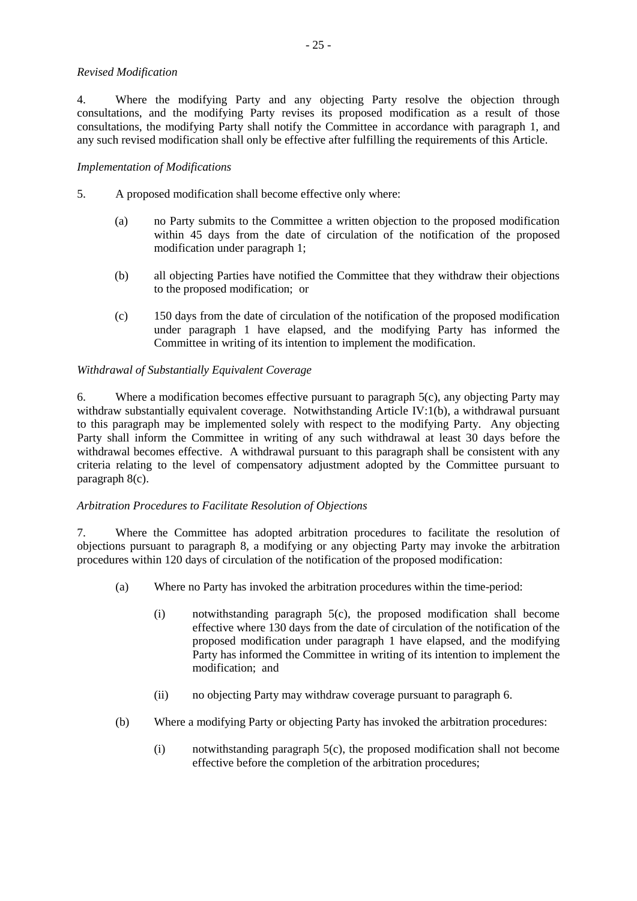*Revised Modification*

4. Where the modifying Party and any objecting Party resolve the objection through consultations, and the modifying Party revises its proposed modification as a result of those consultations, the modifying Party shall notify the Committee in accordance with paragraph 1, and any such revised modification shall only be effective after fulfilling the requirements of this Article.

*Implementation of Modifications*

5. A proposed modification shall become effective only where:

(a) no Party submits to the Committee a written objection to the proposed modification within 45 days from the date of circulation of the notification of the proposed modification under paragraph 1;

(b) all objecting Parties have notified the Committee that they withdraw their objections to the proposed modification; or

(c) 150 days from the date of circulation of the notification of the proposed modification under paragraph 1 have elapsed, and the modifying Party has informed the Committee in writing of its intention to implement the modification.

*Withdrawal of Substantially Equivalent Coverage*

6. Where a modification becomes effective pursuant to paragraph 5(c), any objecting Party may withdraw substantially equivalent coverage. Notwithstanding Article IV:1(b), a withdrawal pursuant to this paragraph may be implemented solely with respect to the modifying Party. Any objecting Party shall inform the Committee in writing of any such withdrawal at least 30 days before the withdrawal becomes effective. A withdrawal pursuant to this paragraph shall be consistent with any criteria relating to the level of compensatory adjustment adopted by the Committee pursuant to paragraph 8(c).

*Arbitration Procedures to Facilitate Resolution of Objections*

7. Where the Committee has adopted arbitration procedures to facilitate the resolution of objections pursuant to paragraph 8, a modifying or any objecting Party may invoke the arbitration procedures within 120 days of circulation of the notification of the proposed modification:

(a) Where no Party has invoked the arbitration procedures within the time-period:

(i) notwithstanding paragraph 5(c), the proposed modification shall become effective where 130 days from the date of circulation of the notification of the proposed modification under paragraph 1 have elapsed, and the modifying Party has informed the Committee in writing of its intention to implement the modification; and

(ii) no objecting Party may withdraw coverage pursuant to paragraph 6.

(b) Where a modifying Party or objecting Party has invoked the arbitration procedures:

(i) notwithstanding paragraph 5(c), the proposed modification shall not become effective before the completion of the arbitration procedures;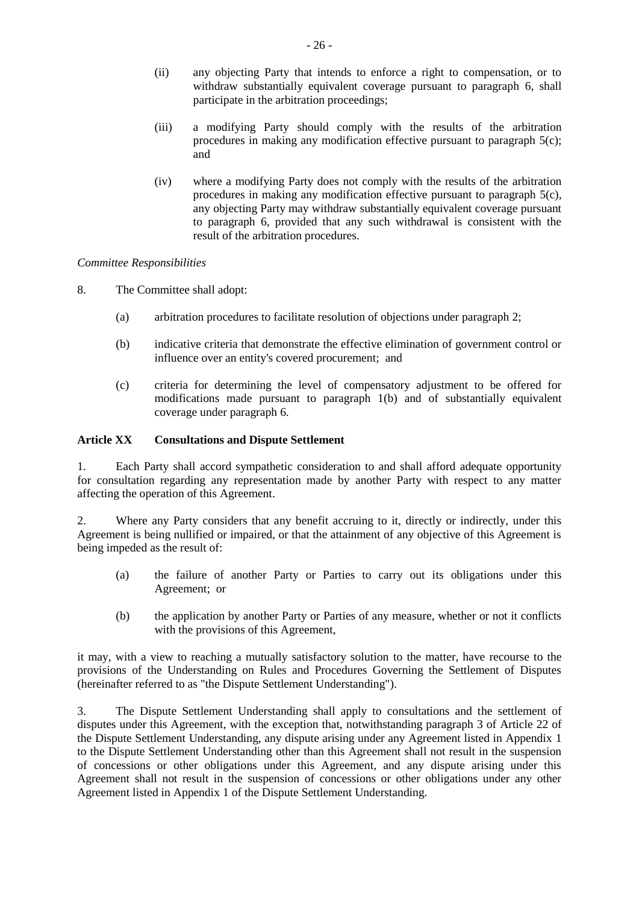(ii) any objecting Party that intends to enforce a right to compensation, or to withdraw substantially equivalent coverage pursuant to paragraph 6, shall participate in the arbitration proceedings;

(iii) a modifying Party should comply with the results of the arbitration procedures in making any modification effective pursuant to paragraph 5(c); and

(iv) where a modifying Party does not comply with the results of the arbitration procedures in making any modification effective pursuant to paragraph 5(c), any objecting Party may withdraw substantially equivalent coverage pursuant to paragraph 6, provided that any such withdrawal is consistent with the result of the arbitration procedures.

*Committee Responsibilities*

8. The Committee shall adopt:

(a) arbitration procedures to facilitate resolution of objections under paragraph 2;

(b) indicative criteria that demonstrate the effective elimination of government control or influence over an entity's covered procurement; and

(c) criteria for determining the level of compensatory adjustment to be offered for modifications made pursuant to paragraph 1(b) and of substantially equivalent coverage under paragraph 6.

**Article XX Consultations and Dispute Settlement**

1. Each Party shall accord sympathetic consideration to and shall afford adequate opportunity for consultation regarding any representation made by another Party with respect to any matter affecting the operation of this Agreement.

2. Where any Party considers that any benefit accruing to it, directly or indirectly, under this Agreement is being nullified or impaired, or that the attainment of any objective of this Agreement is being impeded as the result of:

(a) the failure of another Party or Parties to carry out its obligations under this Agreement; or

(b) the application by another Party or Parties of any measure, whether or not it conflicts with the provisions of this Agreement,

it may, with a view to reaching a mutually satisfactory solution to the matter, have recourse to the provisions of the Understanding on Rules and Procedures Governing the Settlement of Disputes (hereinafter referred to as "the Dispute Settlement Understanding").

3. The Dispute Settlement Understanding shall apply to consultations and the settlement of disputes under this Agreement, with the exception that, notwithstanding paragraph 3 of Article 22 of the Dispute Settlement Understanding, any dispute arising under any Agreement listed in Appendix 1 to the Dispute Settlement Understanding other than this Agreement shall not result in the suspension of concessions or other obligations under this Agreement, and any dispute arising under this Agreement shall not result in the suspension of concessions or other obligations under any other Agreement listed in Appendix 1 of the Dispute Settlement Understanding.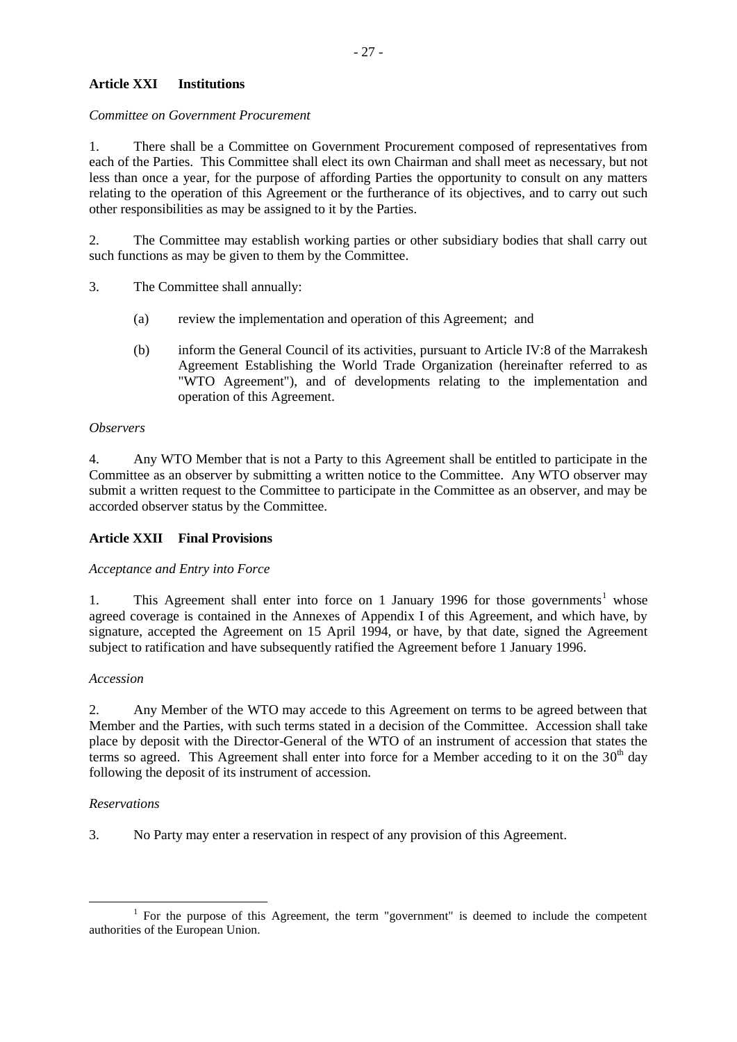## Article XXI Institutions

*Committee on Government Procurement*

1. There shall be a Committee on Government Procurement composed of representatives from each of the Parties. This Committee shall elect its own Chairman and shall meet as necessary, but not less than once a year, for the purpose of affording Parties the opportunity to consult on any matters relating to the operation of this Agreement or the furtherance of its objectives, and to carry out such other responsibilities as may be assigned to it by the Parties.

2. The Committee may establish working parties or other subsidiary bodies that shall carry out such functions as may be given to them by the Committee.

3. The Committee shall annually:

   (a) review the implementation and operation of this Agreement; and

   (b) inform the General Council of its activities, pursuant to Article IV:8 of the Marrakesh Agreement Establishing the World Trade Organization (hereinafter referred to as "WTO Agreement"), and of developments relating to the implementation and operation of this Agreement.

*Observers*

4. Any WTO Member that is not a Party to this Agreement shall be entitled to participate in the Committee as an observer by submitting a written notice to the Committee. Any WTO observer may submit a written request to the Committee to participate in the Committee as an observer, and may be accorded observer status by the Committee.

## Article XXII Final Provisions

*Acceptance and Entry into Force*

1. This Agreement shall enter into force on 1 January 1996 for those governments[1] whose agreed coverage is contained in the Annexes of Appendix I of this Agreement, and which have, by signature, accepted the Agreement on 15 April 1994, or have, by that date, signed the Agreement subject to ratification and have subsequently ratified the Agreement before 1 January 1996.

*Accession*

2. Any Member of the WTO may accede to this Agreement on terms to be agreed between that Member and the Parties, with such terms stated in a decision of the Committee. Accession shall take place by deposit with the Director-General of the WTO of an instrument of accession that states the terms so agreed. This Agreement shall enter into force for a Member acceding to it on the 30th day following the deposit of its instrument of accession.

*Reservations*

3. No Party may enter a reservation in respect of any provision of this Agreement.

---

[1] For the purpose of this Agreement, the term "government" is deemed to include the competent authorities of the European Union.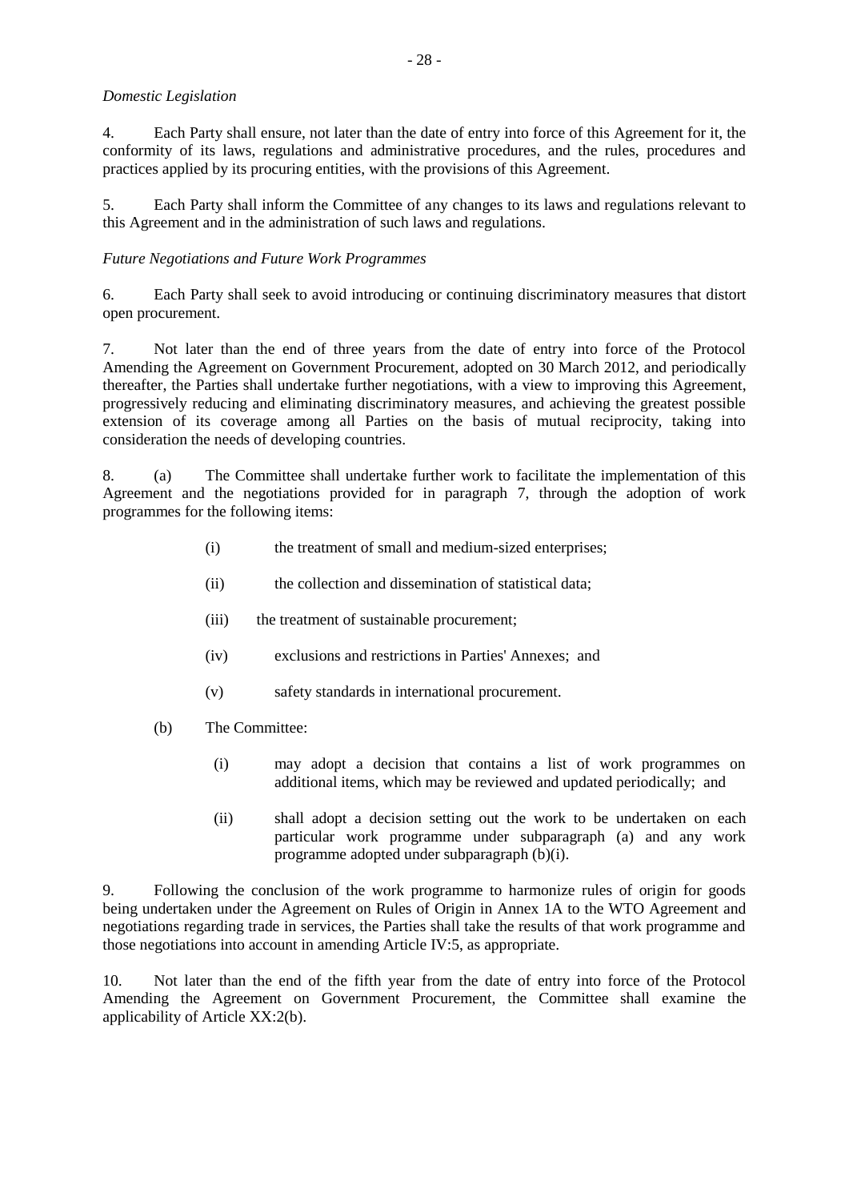*Domestic Legislation*

4. Each Party shall ensure, not later than the date of entry into force of this Agreement for it, the conformity of its laws, regulations and administrative procedures, and the rules, procedures and practices applied by its procuring entities, with the provisions of this Agreement.

5. Each Party shall inform the Committee of any changes to its laws and regulations relevant to this Agreement and in the administration of such laws and regulations.

*Future Negotiations and Future Work Programmes*

6. Each Party shall seek to avoid introducing or continuing discriminatory measures that distort open procurement.

7. Not later than the end of three years from the date of entry into force of the Protocol Amending the Agreement on Government Procurement, adopted on 30 March 2012, and periodically thereafter, the Parties shall undertake further negotiations, with a view to improving this Agreement, progressively reducing and eliminating discriminatory measures, and achieving the greatest possible extension of its coverage among all Parties on the basis of mutual reciprocity, taking into consideration the needs of developing countries.

8. (a) The Committee shall undertake further work to facilitate the implementation of this Agreement and the negotiations provided for in paragraph 7, through the adoption of work programmes for the following items:

   (i) the treatment of small and medium-sized enterprises;

   (ii) the collection and dissemination of statistical data;

   (iii) the treatment of sustainable procurement;

   (iv) exclusions and restrictions in Parties' Annexes; and

   (v) safety standards in international procurement.

   (b) The Committee:

   (i) may adopt a decision that contains a list of work programmes on additional items, which may be reviewed and updated periodically; and

   (ii) shall adopt a decision setting out the work to be undertaken on each particular work programme under subparagraph (a) and any work programme adopted under subparagraph (b)(i).

9. Following the conclusion of the work programme to harmonize rules of origin for goods being undertaken under the Agreement on Rules of Origin in Annex 1A to the WTO Agreement and negotiations regarding trade in services, the Parties shall take the results of that work programme and those negotiations into account in amending Article IV:5, as appropriate.

10. Not later than the end of the fifth year from the date of entry into force of the Protocol Amending the Agreement on Government Procurement, the Committee shall examine the applicability of Article XX:2(b).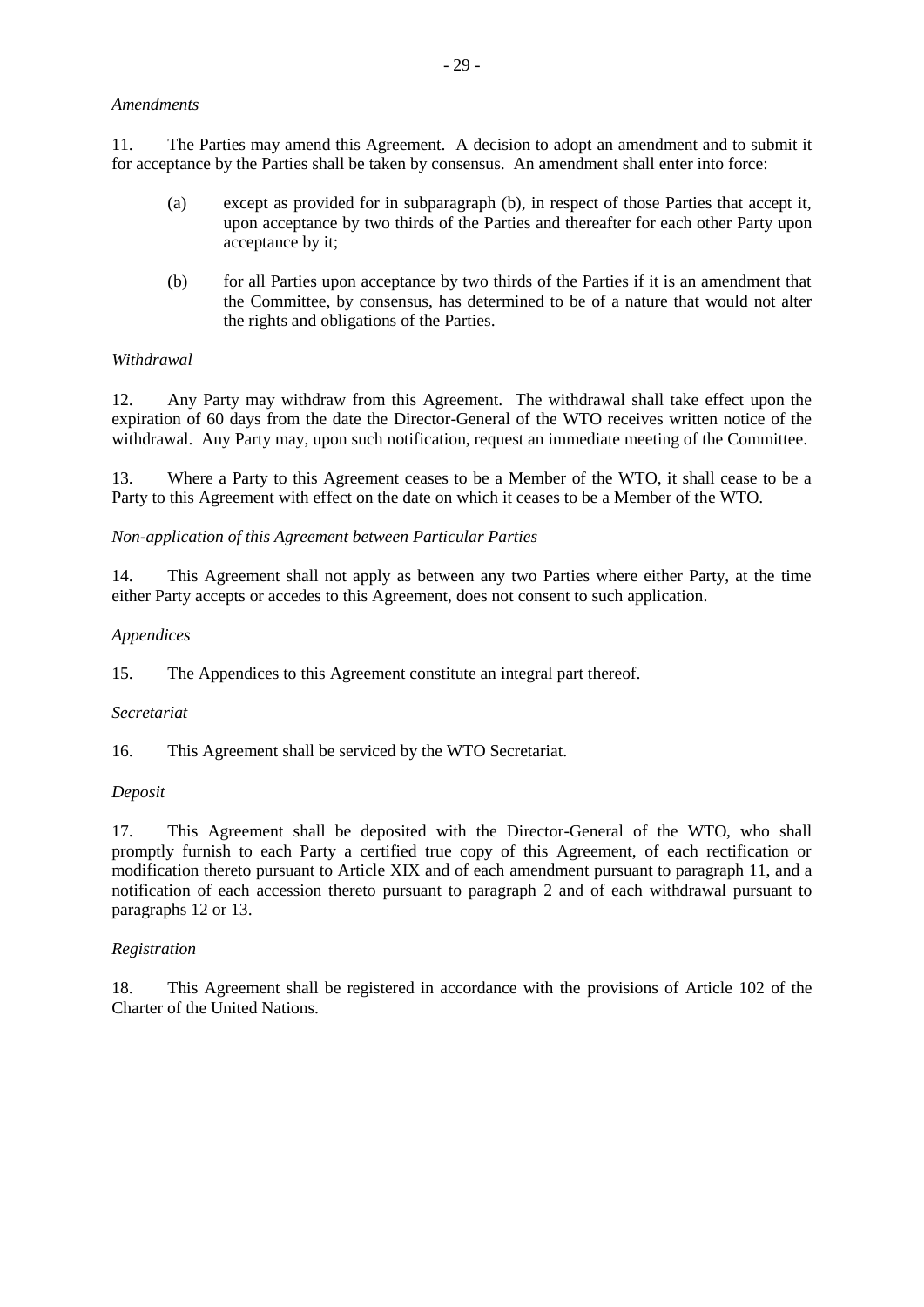*Amendments*

11. The Parties may amend this Agreement. A decision to adopt an amendment and to submit it for acceptance by the Parties shall be taken by consensus. An amendment shall enter into force:

(a) except as provided for in subparagraph (b), in respect of those Parties that accept it, upon acceptance by two thirds of the Parties and thereafter for each other Party upon acceptance by it;

(b) for all Parties upon acceptance by two thirds of the Parties if it is an amendment that the Committee, by consensus, has determined to be of a nature that would not alter the rights and obligations of the Parties.

*Withdrawal*

12. Any Party may withdraw from this Agreement. The withdrawal shall take effect upon the expiration of 60 days from the date the Director-General of the WTO receives written notice of the withdrawal. Any Party may, upon such notification, request an immediate meeting of the Committee.

13. Where a Party to this Agreement ceases to be a Member of the WTO, it shall cease to be a Party to this Agreement with effect on the date on which it ceases to be a Member of the WTO.

*Non-application of this Agreement between Particular Parties*

14. This Agreement shall not apply as between any two Parties where either Party, at the time either Party accepts or accedes to this Agreement, does not consent to such application.

*Appendices*

15. The Appendices to this Agreement constitute an integral part thereof.

*Secretariat*

16. This Agreement shall be serviced by the WTO Secretariat.

*Deposit*

17. This Agreement shall be deposited with the Director-General of the WTO, who shall promptly furnish to each Party a certified true copy of this Agreement, of each rectification or modification thereto pursuant to Article XIX and of each amendment pursuant to paragraph 11, and a notification of each accession thereto pursuant to paragraph 2 and of each withdrawal pursuant to paragraphs 12 or 13.

*Registration*

18. This Agreement shall be registered in accordance with the provisions of Article 102 of the Charter of the United Nations.